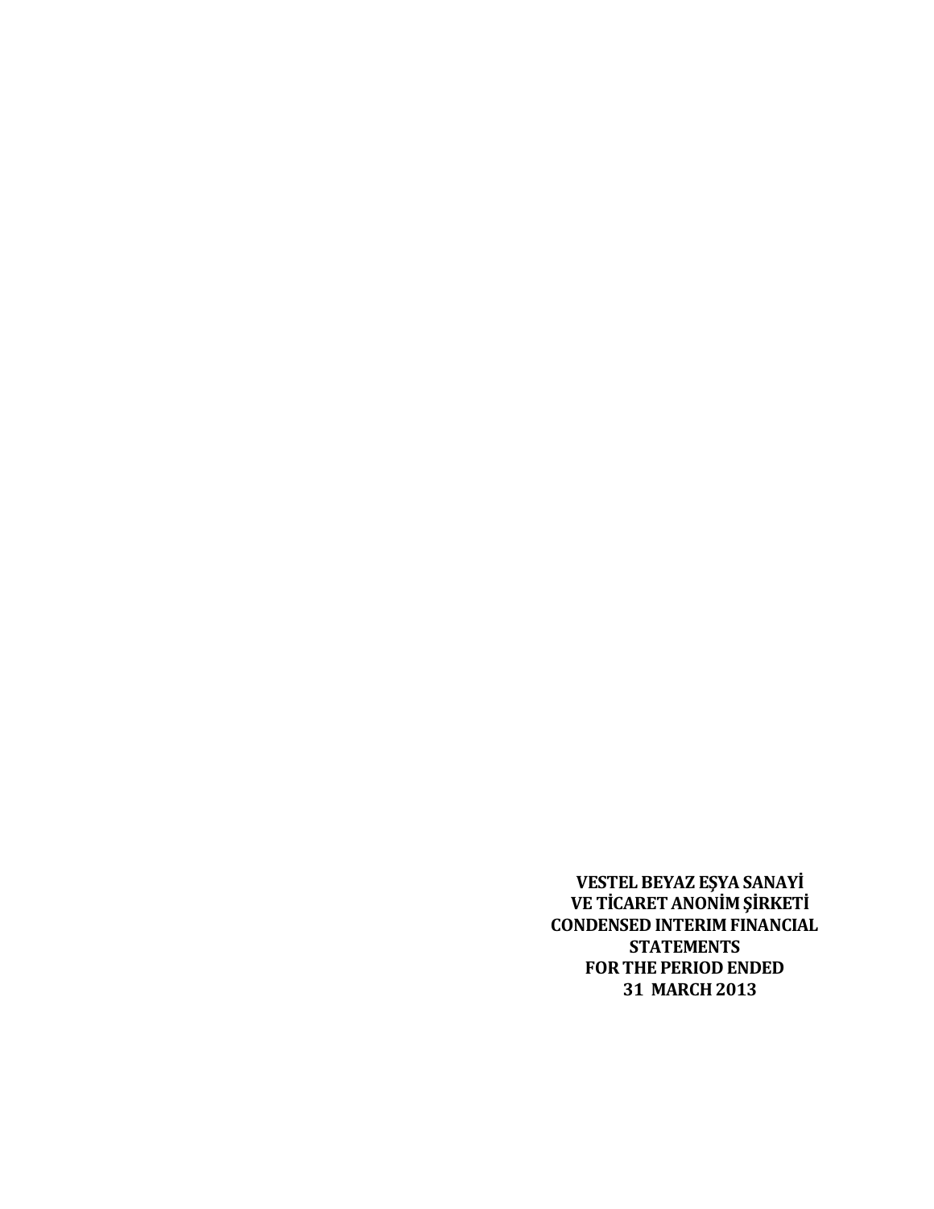**VESTEL BEYAZ EŞYA SANAYİ VE TİCARET ANONİM ŞİRKETİ**

**CONDENSED INTERIM FINANCIAL STATEMENTS**

**FOR THE PERIOD ENDED 31 MARCH 2013**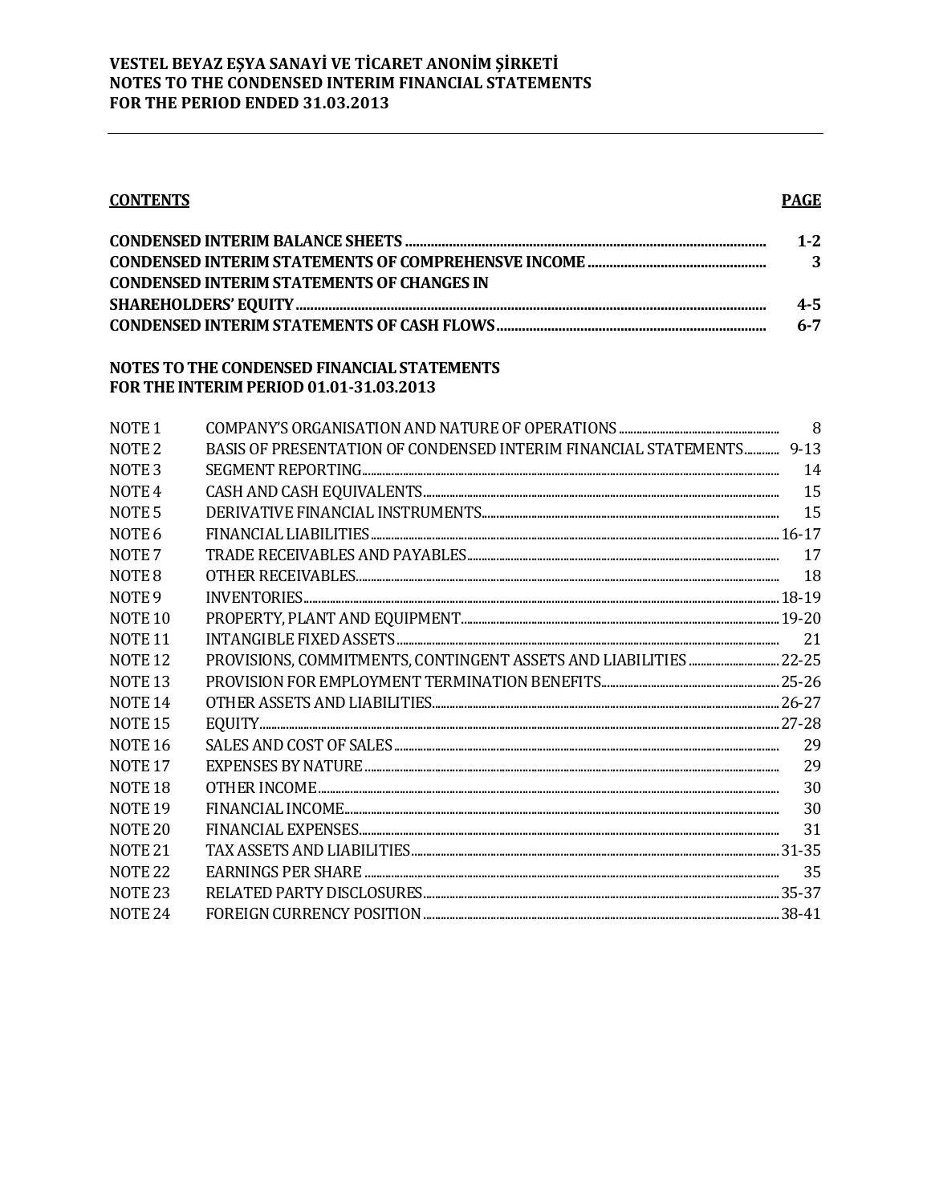# VESTEL BEYAZ EŞYA SANAYİ VE TİCARET ANONİM ŞİRKETİ
## NOTES TO THE CONDENSED INTERIM FINANCIAL STATEMENTS
## FOR THE PERIOD ENDED 31.03.2013

| CONTENTS | PAGE |
|---|---|
| **CONDENSED INTERIM BALANCE SHEETS** | **1-2** |
| **CONDENSED INTERIM STATEMENTS OF COMPREHENSVE INCOME** | **3** |
| **CONDENSED INTERIM STATEMENTS OF CHANGES IN SHAREHOLDERS' EQUITY** | **4-5** |
| **CONDENSED INTERIM STATEMENTS OF CASH FLOWS** | **6-7** |

**NOTES TO THE CONDENSED FINANCIAL STATEMENTS**
**FOR THE INTERIM PERIOD 01.01-31.03.2013**

| | | |
|---|---|---|
| NOTE 1 | COMPANY'S ORGANISATION AND NATURE OF OPERATIONS | 8 |
| NOTE 2 | BASIS OF PRESENTATION OF CONDENSED INTERIM FINANCIAL STATEMENTS | 9-13 |
| NOTE 3 | SEGMENT REPORTING | 14 |
| NOTE 4 | CASH AND CASH EQUIVALENTS | 15 |
| NOTE 5 | DERIVATIVE FINANCIAL INSTRUMENTS | 15 |
| NOTE 6 | FINANCIAL LIABILITIES | 16-17 |
| NOTE 7 | TRADE RECEIVABLES AND PAYABLES | 17 |
| NOTE 8 | OTHER RECEIVABLES | 18 |
| NOTE 9 | INVENTORIES | 18-19 |
| NOTE 10 | PROPERTY, PLANT AND EQUIPMENT | 19-20 |
| NOTE 11 | INTANGIBLE FIXED ASSETS | 21 |
| NOTE 12 | PROVISIONS, COMMITMENTS, CONTINGENT ASSETS AND LIABILITIES | 22-25 |
| NOTE 13 | PROVISION FOR EMPLOYMENT TERMINATION BENEFITS | 25-26 |
| NOTE 14 | OTHER ASSETS AND LIABILITIES | 26-27 |
| NOTE 15 | EQUITY | 27-28 |
| NOTE 16 | SALES AND COST OF SALES | 29 |
| NOTE 17 | EXPENSES BY NATURE | 29 |
| NOTE 18 | OTHER INCOME | 30 |
| NOTE 19 | FINANCIAL INCOME | 30 |
| NOTE 20 | FINANCIAL EXPENSES | 31 |
| NOTE 21 | TAX ASSETS AND LIABILITIES | 31-35 |
| NOTE 22 | EARNINGS PER SHARE | 35 |
| NOTE 23 | RELATED PARTY DISCLOSURES | 35-37 |
| NOTE 24 | FOREIGN CURRENCY POSITION | 38-41 |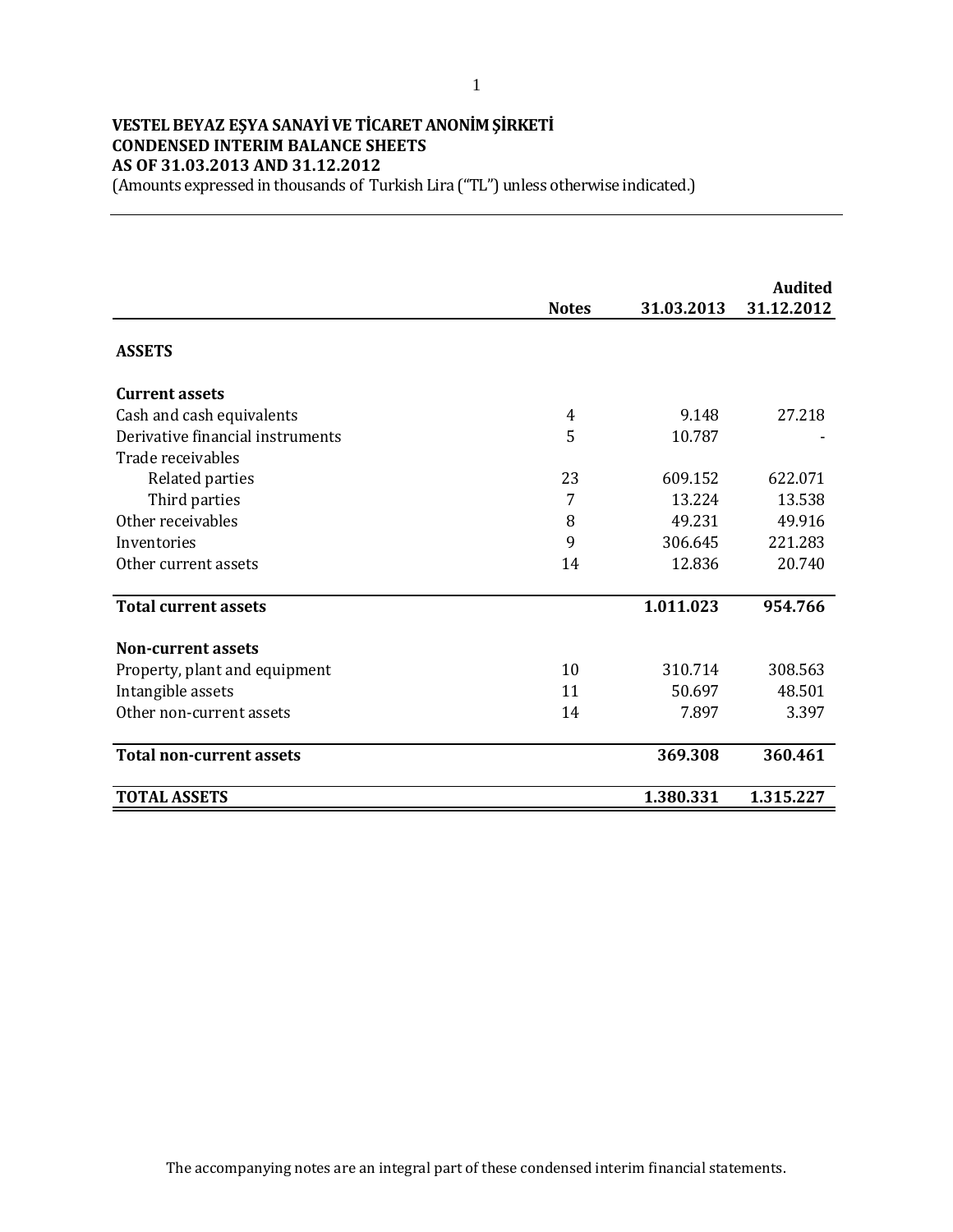**VESTEL BEYAZ EŞYA SANAYİ VE TİCARET ANONİM ŞİRKETİ**
**CONDENSED INTERIM BALANCE SHEETS**
**AS OF 31.03.2013 AND 31.12.2012**
(Amounts expressed in thousands of Turkish Lira ("TL") unless otherwise indicated.)

| | Notes | 31.03.2013 | Audited 31.12.2012 |
|---|---|---|---|
| **ASSETS** | | | |
| **Current assets** | | | |
| Cash and cash equivalents | 4 | 9.148 | 27.218 |
| Derivative financial instruments | 5 | 10.787 | - |
| Trade receivables | | | |
| Related parties | 23 | 609.152 | 622.071 |
| Third parties | 7 | 13.224 | 13.538 |
| Other receivables | 8 | 49.231 | 49.916 |
| Inventories | 9 | 306.645 | 221.283 |
| Other current assets | 14 | 12.836 | 20.740 |
| **Total current assets** | | **1.011.023** | **954.766** |
| **Non-current assets** | | | |
| Property, plant and equipment | 10 | 310.714 | 308.563 |
| Intangible assets | 11 | 50.697 | 48.501 |
| Other non-current assets | 14 | 7.897 | 3.397 |
| **Total non-current assets** | | **369.308** | **360.461** |
| **TOTAL ASSETS** | | **1.380.331** | **1.315.227** |

The accompanying notes are an integral part of these condensed interim financial statements.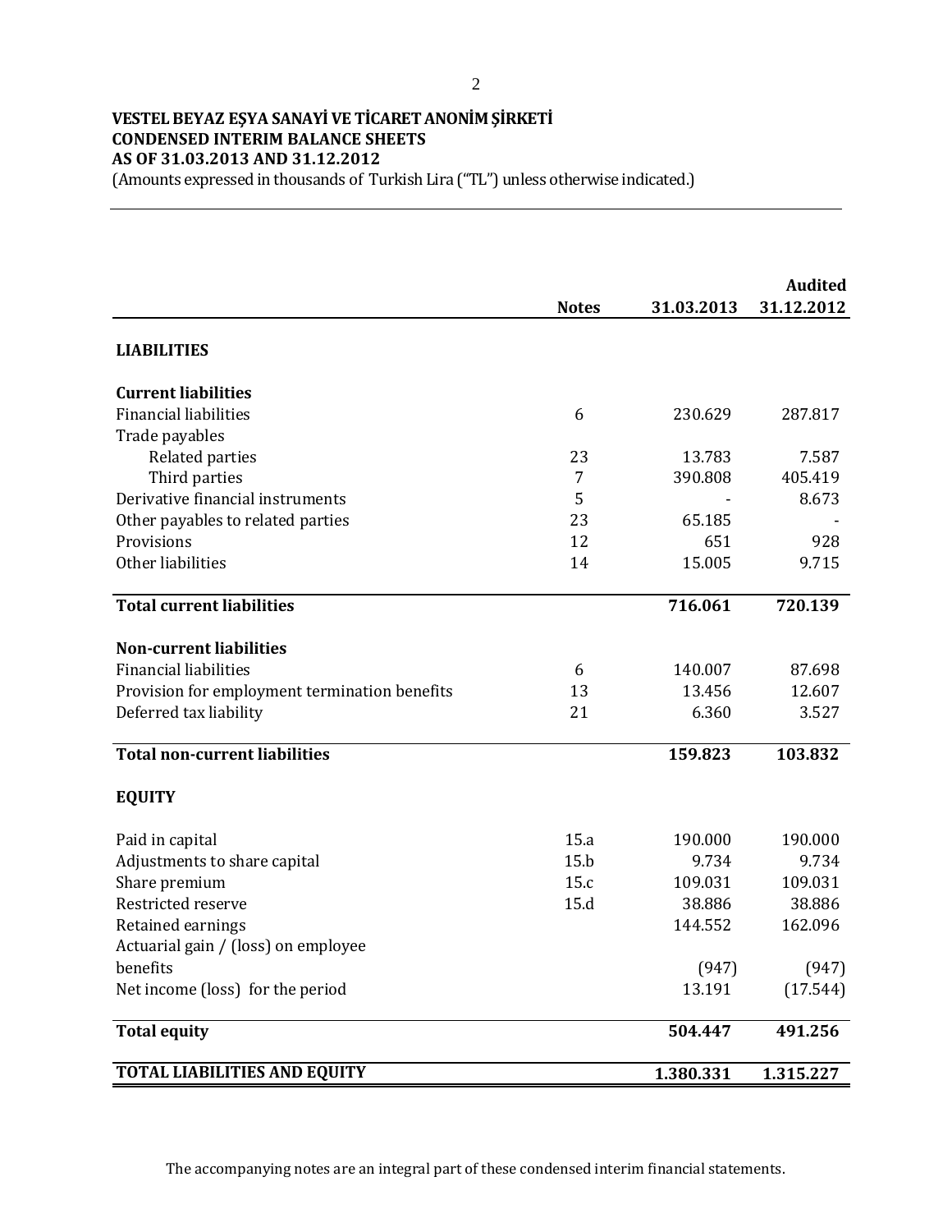**VESTEL BEYAZ EŞYA SANAYİ VE TİCARET ANONİM ŞİRKETİ**
**CONDENSED INTERIM BALANCE SHEETS**
**AS OF 31.03.2013 AND 31.12.2012**
(Amounts expressed in thousands of Turkish Lira ("TL") unless otherwise indicated.)

| | Notes | 31.03.2013 | Audited 31.12.2012 |
|---|---|---|---|
| **LIABILITIES** | | | |
| **Current liabilities** | | | |
| Financial liabilities | 6 | 230.629 | 287.817 |
| Trade payables | | | |
| Related parties | 23 | 13.783 | 7.587 |
| Third parties | 7 | 390.808 | 405.419 |
| Derivative financial instruments | 5 | - | 8.673 |
| Other payables to related parties | 23 | 65.185 | - |
| Provisions | 12 | 651 | 928 |
| Other liabilities | 14 | 15.005 | 9.715 |
| **Total current liabilities** | | **716.061** | **720.139** |
| **Non-current liabilities** | | | |
| Financial liabilities | 6 | 140.007 | 87.698 |
| Provision for employment termination benefits | 13 | 13.456 | 12.607 |
| Deferred tax liability | 21 | 6.360 | 3.527 |
| **Total non-current liabilities** | | **159.823** | **103.832** |
| **EQUITY** | | | |
| Paid in capital | 15.a | 190.000 | 190.000 |
| Adjustments to share capital | 15.b | 9.734 | 9.734 |
| Share premium | 15.c | 109.031 | 109.031 |
| Restricted reserve | 15.d | 38.886 | 38.886 |
| Retained earnings | | 144.552 | 162.096 |
| Actuarial gain / (loss) on employee benefits | | (947) | (947) |
| Net income (loss) for the period | | 13.191 | (17.544) |
| **Total equity** | | **504.447** | **491.256** |
| **TOTAL LIABILITIES AND EQUITY** | | **1.380.331** | **1.315.227** |

The accompanying notes are an integral part of these condensed interim financial statements.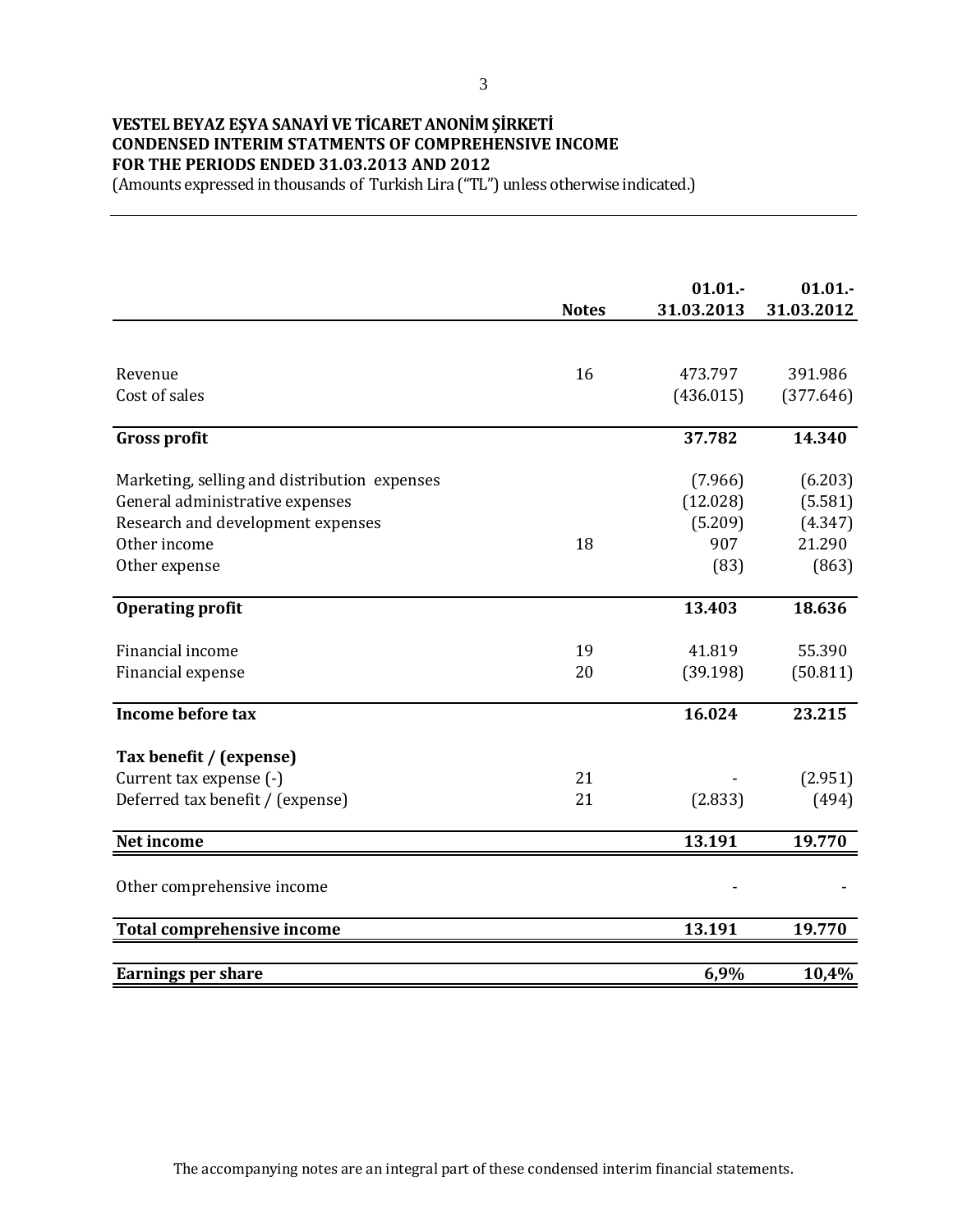**VESTEL BEYAZ EŞYA SANAYİ VE TİCARET ANONİM ŞİRKETİ**
**CONDENSED INTERIM STATMENTS OF COMPREHENSIVE INCOME**
**FOR THE PERIODS ENDED 31.03.2013 AND 2012**
(Amounts expressed in thousands of Turkish Lira ("TL") unless otherwise indicated.)

| | Notes | 01.01.- 31.03.2013 | 01.01.- 31.03.2012 |
|---|---|---|---|
| Revenue | 16 | 473.797 | 391.986 |
| Cost of sales | | (436.015) | (377.646) |
| **Gross profit** | | **37.782** | **14.340** |
| Marketing, selling and distribution expenses | | (7.966) | (6.203) |
| General administrative expenses | | (12.028) | (5.581) |
| Research and development expenses | | (5.209) | (4.347) |
| Other income | 18 | 907 | 21.290 |
| Other expense | | (83) | (863) |
| **Operating profit** | | **13.403** | **18.636** |
| Financial income | 19 | 41.819 | 55.390 |
| Financial expense | 20 | (39.198) | (50.811) |
| **Income before tax** | | **16.024** | **23.215** |
| **Tax benefit / (expense)** | | | |
| Current tax expense (-) | 21 | - | (2.951) |
| Deferred tax benefit / (expense) | 21 | (2.833) | (494) |
| **Net income** | | **13.191** | **19.770** |
| Other comprehensive income | | - | - |
| **Total comprehensive income** | | **13.191** | **19.770** |
| **Earnings per share** | | **6,9%** | **10,4%** |

The accompanying notes are an integral part of these condensed interim financial statements.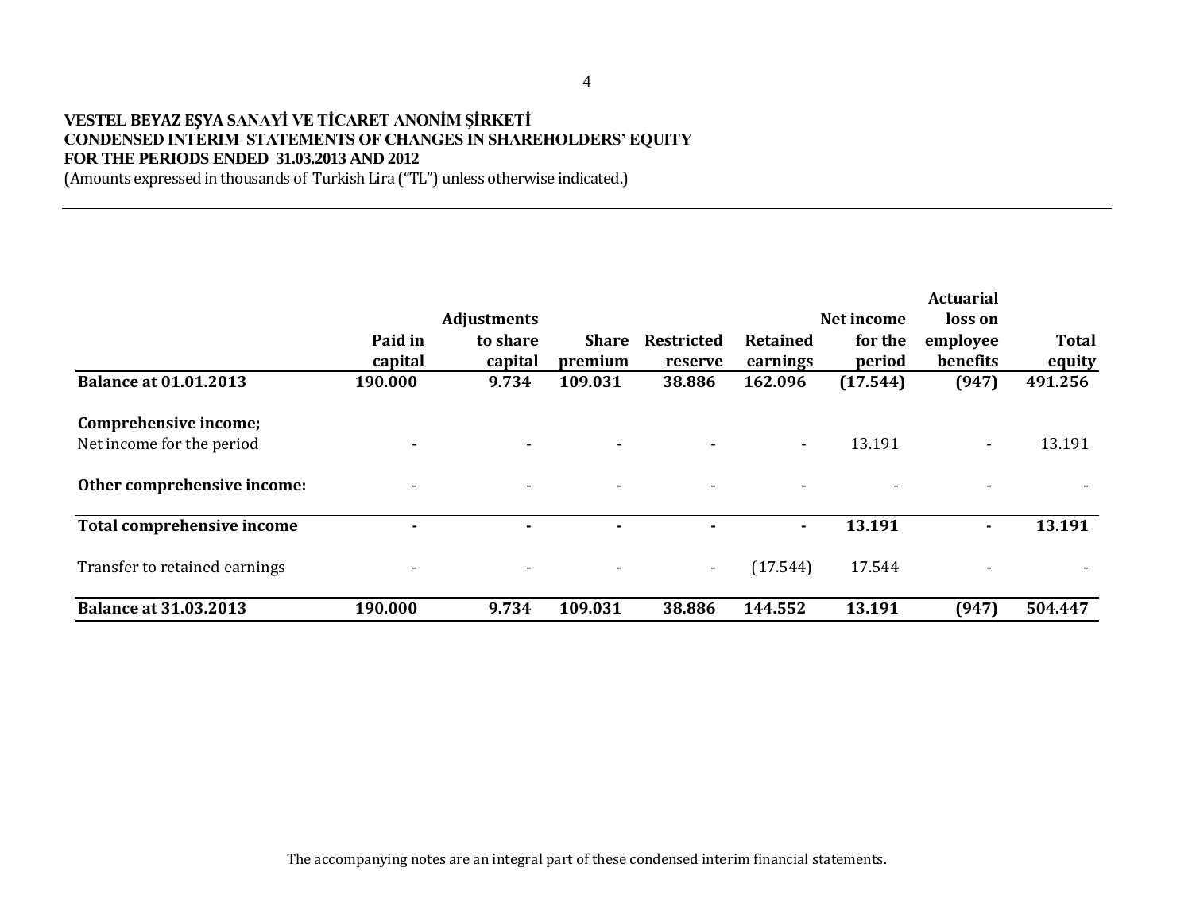**VESTEL BEYAZ EŞYA SANAYİ VE TİCARET ANONİM ŞİRKETİ**
**CONDENSED INTERIM STATEMENTS OF CHANGES IN SHAREHOLDERS' EQUITY**
**FOR THE PERIODS ENDED 31.03.2013 AND 2012**
(Amounts expressed in thousands of Turkish Lira ("TL") unless otherwise indicated.)

| | Paid in capital | Adjustments to share capital | Share premium | Restricted reserve | Retained earnings | Net income for the period | Actuarial loss on employee benefits | Total equity |
|---|---|---|---|---|---|---|---|---|
| **Balance at 01.01.2013** | **190.000** | **9.734** | **109.031** | **38.886** | **162.096** | **(17.544)** | **(947)** | **491.256** |
| **Comprehensive income;** | | | | | | | | |
| Net income for the period | - | - | - | - | - | 13.191 | - | 13.191 |
| **Other comprehensive income:** | - | - | - | - | - | - | - | - |
| **Total comprehensive income** | **-** | **-** | **-** | **-** | **-** | **13.191** | **-** | **13.191** |
| Transfer to retained earnings | - | - | - | - | (17.544) | 17.544 | - | - |
| **Balance at 31.03.2013** | **190.000** | **9.734** | **109.031** | **38.886** | **144.552** | **13.191** | **(947)** | **504.447** |

The accompanying notes are an integral part of these condensed interim financial statements.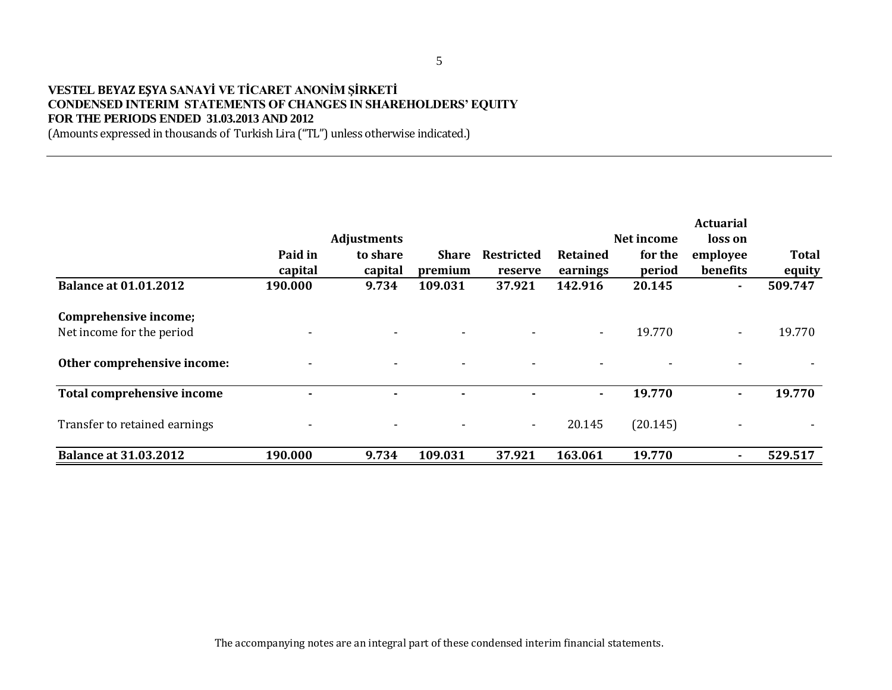**VESTEL BEYAZ EŞYA SANAYİ VE TİCARET ANONİM ŞİRKETİ**
**CONDENSED INTERIM STATEMENTS OF CHANGES IN SHAREHOLDERS' EQUITY**
**FOR THE PERIODS ENDED 31.03.2013 AND 2012**
(Amounts expressed in thousands of Turkish Lira ("TL") unless otherwise indicated.)

| | Paid in capital | Adjustments to share capital | Share premium | Restricted reserve | Retained earnings | Net income for the period | Actuarial loss on employee benefits | Total equity |
|---|---|---|---|---|---|---|---|---|
| **Balance at 01.01.2012** | **190.000** | **9.734** | **109.031** | **37.921** | **142.916** | **20.145** | **-** | **509.747** |
| **Comprehensive income;** | | | | | | | | |
| Net income for the period | - | - | - | - | - | 19.770 | - | 19.770 |
| **Other comprehensive income:** | - | - | - | - | - | - | - | - |
| **Total comprehensive income** | **-** | **-** | **-** | **-** | **-** | **19.770** | **-** | **19.770** |
| Transfer to retained earnings | - | - | - | - | 20.145 | (20.145) | - | - |
| **Balance at 31.03.2012** | **190.000** | **9.734** | **109.031** | **37.921** | **163.061** | **19.770** | **-** | **529.517** |

The accompanying notes are an integral part of these condensed interim financial statements.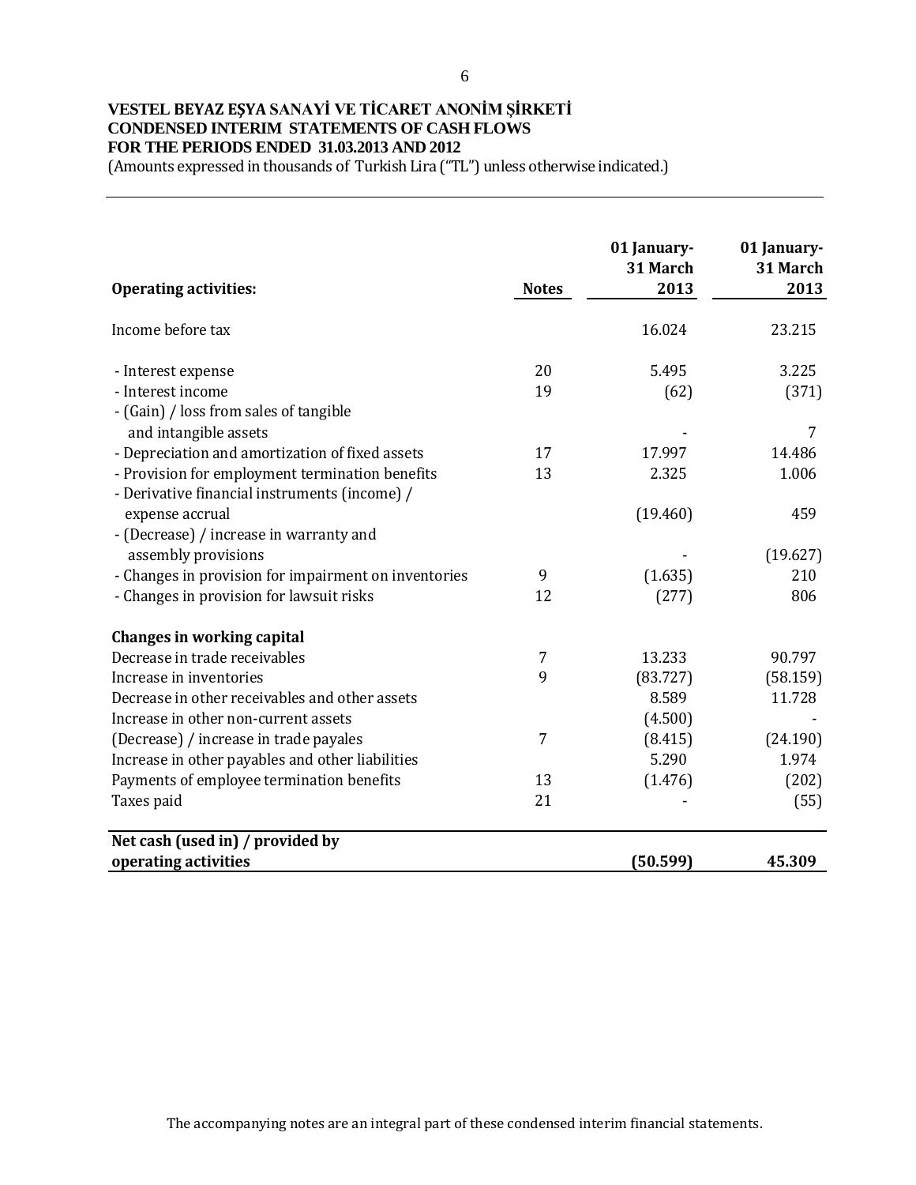**VESTEL BEYAZ EŞYA SANAYİ VE TİCARET ANONİM ŞİRKETİ**
**CONDENSED INTERIM STATEMENTS OF CASH FLOWS**
**FOR THE PERIODS ENDED 31.03.2013 AND 2012**
(Amounts expressed in thousands of Turkish Lira ("TL") unless otherwise indicated.)

| **Operating activities:** | **Notes** | **01 January- 31 March 2013** | **01 January- 31 March 2013** |
|---|---|---|---|
| Income before tax | | 16.024 | 23.215 |
| - Interest expense | 20 | 5.495 | 3.225 |
| - Interest income | 19 | (62) | (371) |
| - (Gain) / loss from sales of tangible and intangible assets | | - | 7 |
| - Depreciation and amortization of fixed assets | 17 | 17.997 | 14.486 |
| - Provision for employment termination benefits | 13 | 2.325 | 1.006 |
| - Derivative financial instruments (income) / expense accrual | | (19.460) | 459 |
| - (Decrease) / increase in warranty and assembly provisions | | - | (19.627) |
| - Changes in provision for impairment on inventories | 9 | (1.635) | 210 |
| - Changes in provision for lawsuit risks | 12 | (277) | 806 |
| **Changes in working capital** | | | |
| Decrease in trade receivables | 7 | 13.233 | 90.797 |
| Increase in inventories | 9 | (83.727) | (58.159) |
| Decrease in other receivables and other assets | | 8.589 | 11.728 |
| Increase in other non-current assets | | (4.500) | - |
| (Decrease) / increase in trade payales | 7 | (8.415) | (24.190) |
| Increase in other payables and other liabilities | | 5.290 | 1.974 |
| Payments of employee termination benefits | 13 | (1.476) | (202) |
| Taxes paid | 21 | - | (55) |
| **Net cash (used in) / provided by operating activities** | | **(50.599)** | **45.309** |

The accompanying notes are an integral part of these condensed interim financial statements.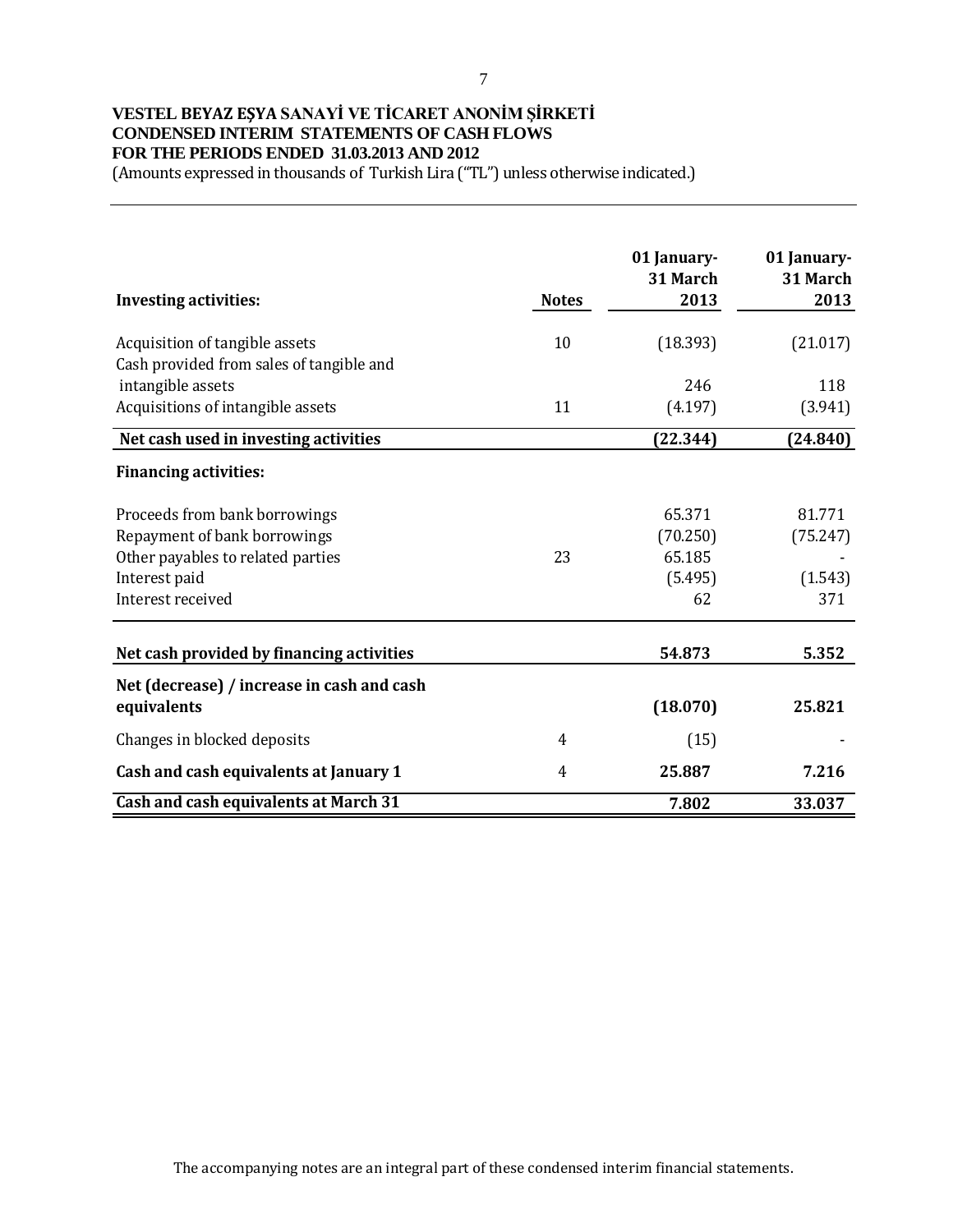**VESTEL BEYAZ EŞYA SANAYİ VE TİCARET ANONİM ŞİRKETİ**
**CONDENSED INTERIM STATEMENTS OF CASH FLOWS**
**FOR THE PERIODS ENDED 31.03.2013 AND 2012**
(Amounts expressed in thousands of Turkish Lira ("TL") unless otherwise indicated.)

| **Investing activities:** | **Notes** | **01 January-31 March 2013** | **01 January-31 March 2013** |
|---|---|---|---|
| Acquisition of tangible assets | 10 | (18.393) | (21.017) |
| Cash provided from sales of tangible and intangible assets | | 246 | 118 |
| Acquisitions of intangible assets | 11 | (4.197) | (3.941) |
| **Net cash used in investing activities** | | **(22.344)** | **(24.840)** |
| **Financing activities:** | | | |
| Proceeds from bank borrowings | | 65.371 | 81.771 |
| Repayment of bank borrowings | | (70.250) | (75.247) |
| Other payables to related parties | 23 | 65.185 | - |
| Interest paid | | (5.495) | (1.543) |
| Interest received | | 62 | 371 |
| **Net cash provided by financing activities** | | **54.873** | **5.352** |
| **Net (decrease) / increase in cash and cash equivalents** | | **(18.070)** | **25.821** |
| Changes in blocked deposits | 4 | (15) | - |
| **Cash and cash equivalents at January 1** | 4 | **25.887** | **7.216** |
| **Cash and cash equivalents at March 31** | | **7.802** | **33.037** |

The accompanying notes are an integral part of these condensed interim financial statements.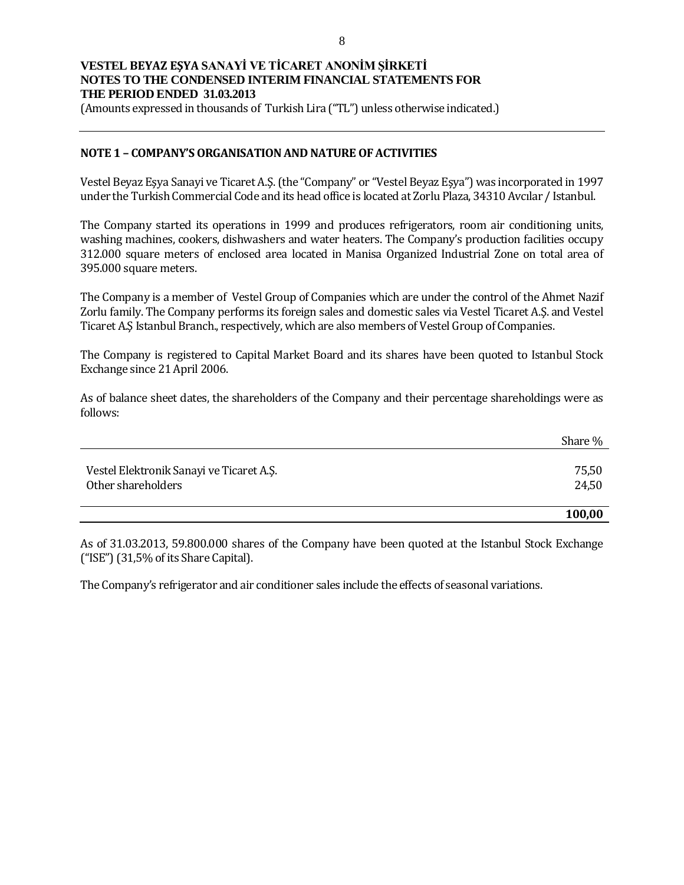**VESTEL BEYAZ EŞYA SANAYİ VE TİCARET ANONİM ŞİRKETİ**
**NOTES TO THE CONDENSED INTERIM FINANCIAL STATEMENTS FOR THE PERIOD ENDED 31.03.2013**
(Amounts expressed in thousands of Turkish Lira ("TL") unless otherwise indicated.)

## NOTE 1 – COMPANY'S ORGANISATION AND NATURE OF ACTIVITIES

Vestel Beyaz Eşya Sanayi ve Ticaret A.Ş. (the "Company" or "Vestel Beyaz Eşya") was incorporated in 1997 under the Turkish Commercial Code and its head office is located at Zorlu Plaza, 34310 Avcılar / Istanbul.

The Company started its operations in 1999 and produces refrigerators, room air conditioning units, washing machines, cookers, dishwashers and water heaters. The Company's production facilities occupy 312.000 square meters of enclosed area located in Manisa Organized Industrial Zone on total area of 395.000 square meters.

The Company is a member of Vestel Group of Companies which are under the control of the Ahmet Nazif Zorlu family. The Company performs its foreign sales and domestic sales via Vestel Ticaret A.Ş. and Vestel Ticaret A.Ş Istanbul Branch., respectively, which are also members of Vestel Group of Companies.

The Company is registered to Capital Market Board and its shares have been quoted to Istanbul Stock Exchange since 21 April 2006.

As of balance sheet dates, the shareholders of the Company and their percentage shareholdings were as follows:

| | Share % |
|---|---|
| Vestel Elektronik Sanayi ve Ticaret A.Ş. | 75,50 |
| Other shareholders | 24,50 |
| | **100,00** |

As of 31.03.2013, 59.800.000 shares of the Company have been quoted at the Istanbul Stock Exchange ("ISE") (31,5% of its Share Capital).

The Company's refrigerator and air conditioner sales include the effects of seasonal variations.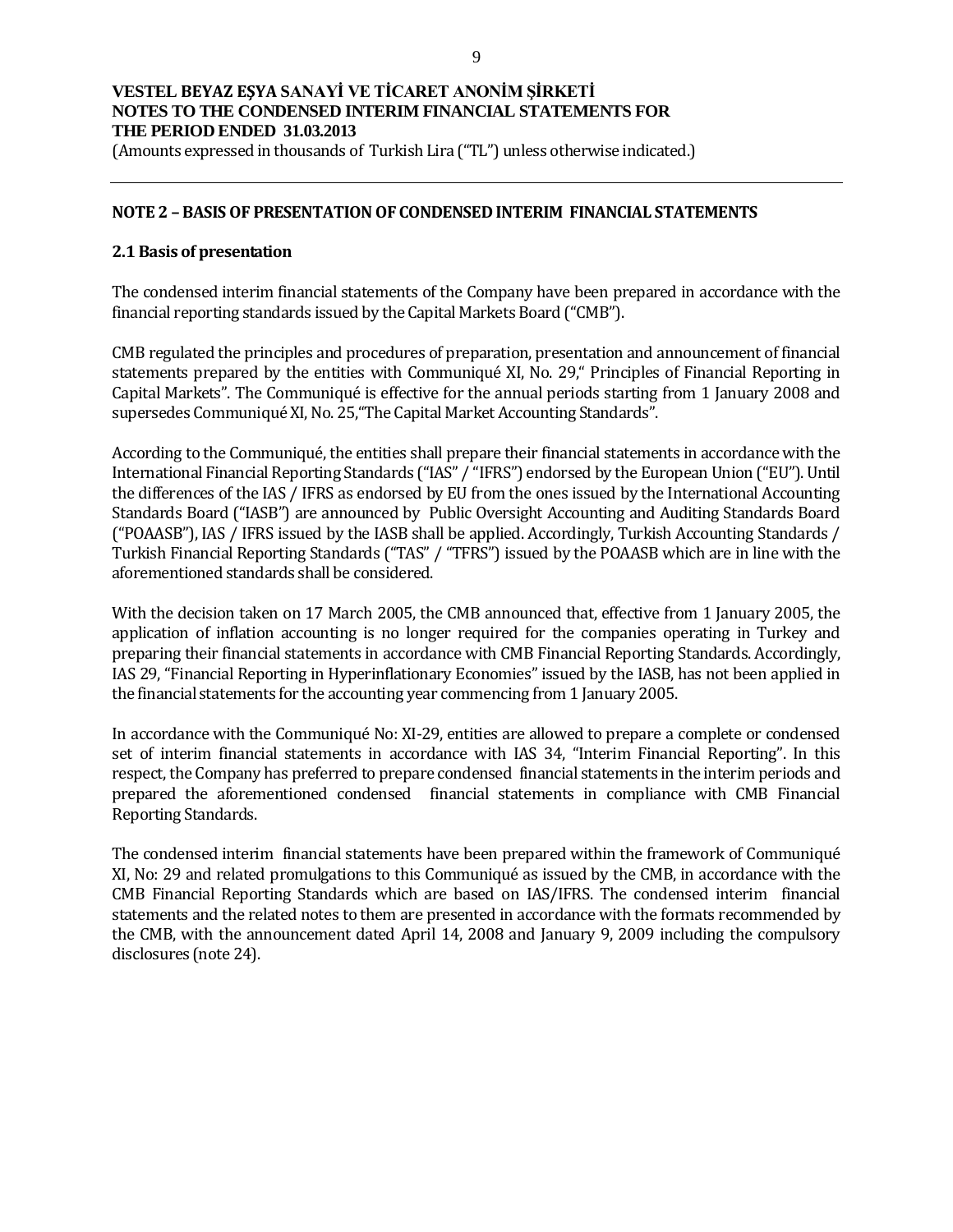## NOTE 2 – BASIS OF PRESENTATION OF CONDENSED INTERIM FINANCIAL STATEMENTS

### 2.1 Basis of presentation

The condensed interim financial statements of the Company have been prepared in accordance with the financial reporting standards issued by the Capital Markets Board ("CMB").

CMB regulated the principles and procedures of preparation, presentation and announcement of financial statements prepared by the entities with Communiqué XI, No. 29," Principles of Financial Reporting in Capital Markets". The Communiqué is effective for the annual periods starting from 1 January 2008 and supersedes Communiqué XI, No. 25,"The Capital Market Accounting Standards".

According to the Communiqué, the entities shall prepare their financial statements in accordance with the International Financial Reporting Standards ("IAS" / "IFRS") endorsed by the European Union ("EU"). Until the differences of the IAS / IFRS as endorsed by EU from the ones issued by the International Accounting Standards Board ("IASB") are announced by Public Oversight Accounting and Auditing Standards Board ("POAASB"), IAS / IFRS issued by the IASB shall be applied. Accordingly, Turkish Accounting Standards / Turkish Financial Reporting Standards ("TAS" / "TFRS") issued by the POAASB which are in line with the aforementioned standards shall be considered.

With the decision taken on 17 March 2005, the CMB announced that, effective from 1 January 2005, the application of inflation accounting is no longer required for the companies operating in Turkey and preparing their financial statements in accordance with CMB Financial Reporting Standards. Accordingly, IAS 29, "Financial Reporting in Hyperinflationary Economies" issued by the IASB, has not been applied in the financial statements for the accounting year commencing from 1 January 2005.

In accordance with the Communiqué No: XI-29, entities are allowed to prepare a complete or condensed set of interim financial statements in accordance with IAS 34, "Interim Financial Reporting". In this respect, the Company has preferred to prepare condensed financial statements in the interim periods and prepared the aforementioned condensed financial statements in compliance with CMB Financial Reporting Standards.

The condensed interim financial statements have been prepared within the framework of Communiqué XI, No: 29 and related promulgations to this Communiqué as issued by the CMB, in accordance with the CMB Financial Reporting Standards which are based on IAS/IFRS. The condensed interim financial statements and the related notes to them are presented in accordance with the formats recommended by the CMB, with the announcement dated April 14, 2008 and January 9, 2009 including the compulsory disclosures (note 24).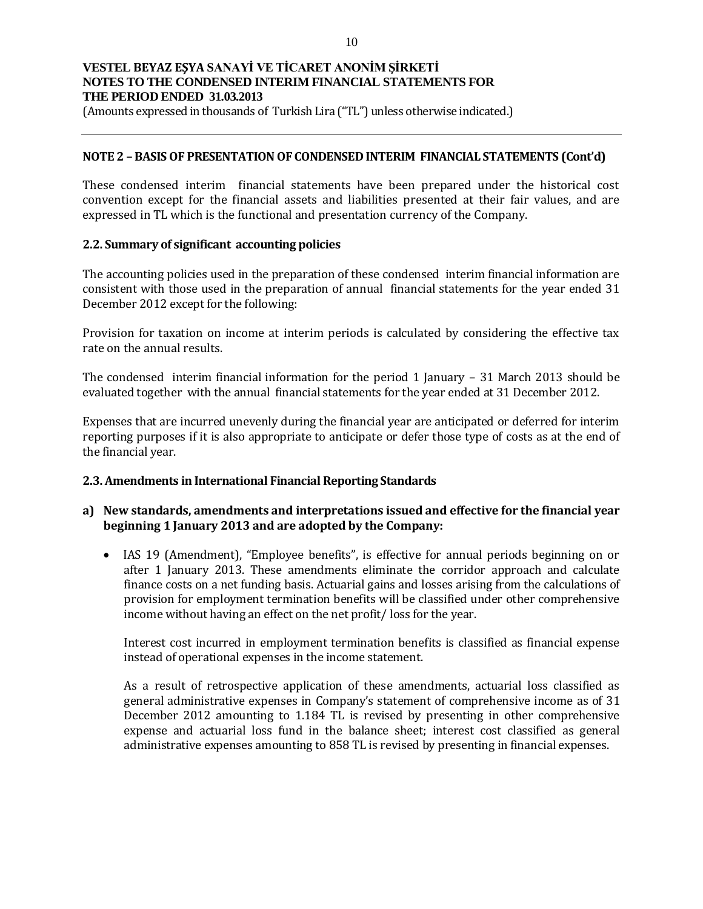## NOTE 2 – BASIS OF PRESENTATION OF CONDENSED INTERIM FINANCIAL STATEMENTS (Cont'd)

These condensed interim financial statements have been prepared under the historical cost convention except for the financial assets and liabilities presented at their fair values, and are expressed in TL which is the functional and presentation currency of the Company.

### 2.2. Summary of significant accounting policies

The accounting policies used in the preparation of these condensed interim financial information are consistent with those used in the preparation of annual financial statements for the year ended 31 December 2012 except for the following:

Provision for taxation on income at interim periods is calculated by considering the effective tax rate on the annual results.

The condensed interim financial information for the period 1 January – 31 March 2013 should be evaluated together with the annual financial statements for the year ended at 31 December 2012.

Expenses that are incurred unevenly during the financial year are anticipated or deferred for interim reporting purposes if it is also appropriate to anticipate or defer those type of costs as at the end of the financial year.

### 2.3. Amendments in International Financial Reporting Standards

**a) New standards, amendments and interpretations issued and effective for the financial year beginning 1 January 2013 and are adopted by the Company:**

- IAS 19 (Amendment), "Employee benefits", is effective for annual periods beginning on or after 1 January 2013. These amendments eliminate the corridor approach and calculate finance costs on a net funding basis. Actuarial gains and losses arising from the calculations of provision for employment termination benefits will be classified under other comprehensive income without having an effect on the net profit/ loss for the year.

  Interest cost incurred in employment termination benefits is classified as financial expense instead of operational expenses in the income statement.

  As a result of retrospective application of these amendments, actuarial loss classified as general administrative expenses in Company's statement of comprehensive income as of 31 December 2012 amounting to 1.184 TL is revised by presenting in other comprehensive expense and actuarial loss fund in the balance sheet; interest cost classified as general administrative expenses amounting to 858 TL is revised by presenting in financial expenses.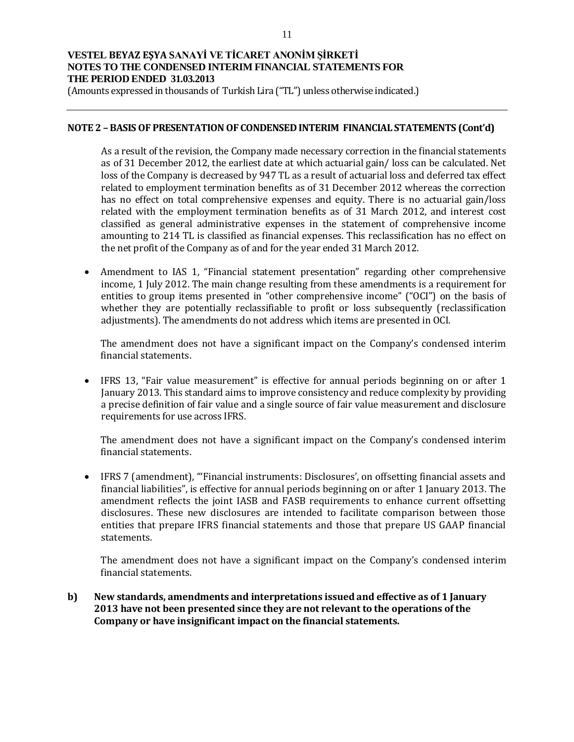## NOTE 2 – BASIS OF PRESENTATION OF CONDENSED INTERIM FINANCIAL STATEMENTS (Cont'd)

As a result of the revision, the Company made necessary correction in the financial statements as of 31 December 2012, the earliest date at which actuarial gain/ loss can be calculated. Net loss of the Company is decreased by 947 TL as a result of actuarial loss and deferred tax effect related to employment termination benefits as of 31 December 2012 whereas the correction has no effect on total comprehensive expenses and equity. There is no actuarial gain/loss related with the employment termination benefits as of 31 March 2012, and interest cost classified as general administrative expenses in the statement of comprehensive income amounting to 214 TL is classified as financial expenses. This reclassification has no effect on the net profit of the Company as of and for the year ended 31 March 2012.

- Amendment to IAS 1, "Financial statement presentation" regarding other comprehensive income, 1 July 2012. The main change resulting from these amendments is a requirement for entities to group items presented in "other comprehensive income" ("OCI") on the basis of whether they are potentially reclassifiable to profit or loss subsequently (reclassification adjustments). The amendments do not address which items are presented in OCI.

  The amendment does not have a significant impact on the Company's condensed interim financial statements.

- IFRS 13, "Fair value measurement" is effective for annual periods beginning on or after 1 January 2013. This standard aims to improve consistency and reduce complexity by providing a precise definition of fair value and a single source of fair value measurement and disclosure requirements for use across IFRS.

  The amendment does not have a significant impact on the Company's condensed interim financial statements.

- IFRS 7 (amendment), "'Financial instruments: Disclosures', on offsetting financial assets and financial liabilities", is effective for annual periods beginning on or after 1 January 2013. The amendment reflects the joint IASB and FASB requirements to enhance current offsetting disclosures. These new disclosures are intended to facilitate comparison between those entities that prepare IFRS financial statements and those that prepare US GAAP financial statements.

  The amendment does not have a significant impact on the Company's condensed interim financial statements.

**b) New standards, amendments and interpretations issued and effective as of 1 January 2013 have not been presented since they are not relevant to the operations of the Company or have insignificant impact on the financial statements.**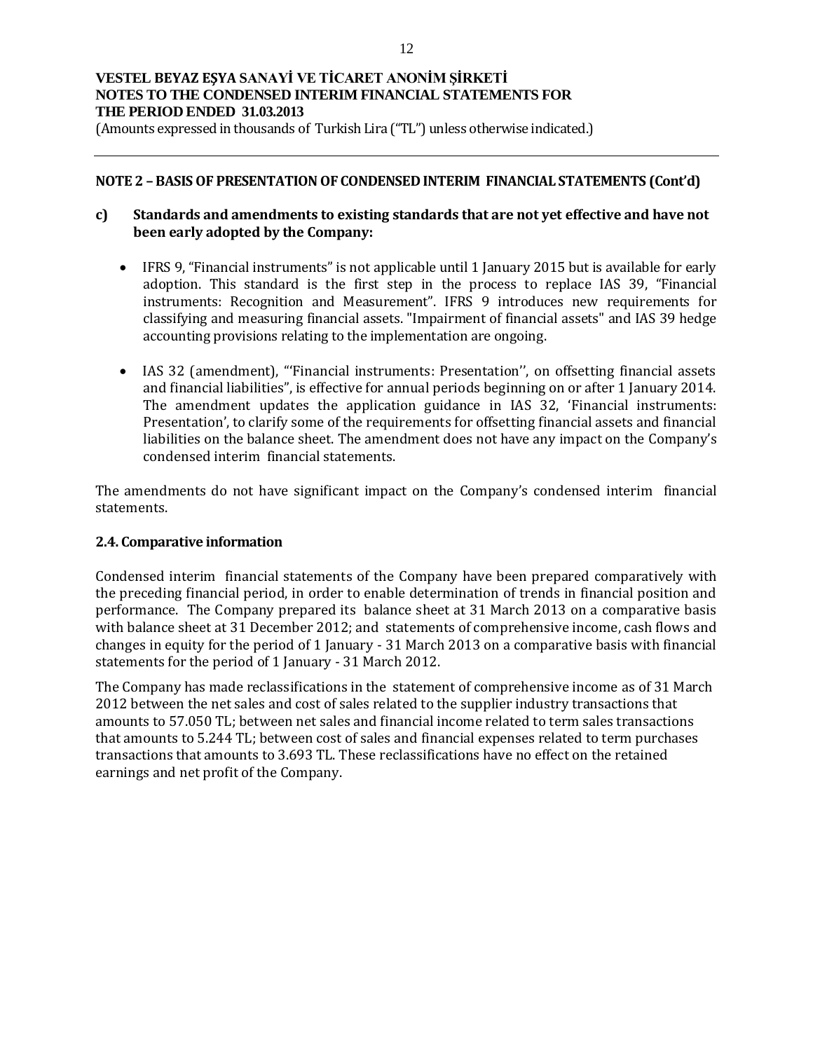## NOTE 2 – BASIS OF PRESENTATION OF CONDENSED INTERIM FINANCIAL STATEMENTS (Cont'd)

### c) Standards and amendments to existing standards that are not yet effective and have not been early adopted by the Company:

- IFRS 9, "Financial instruments" is not applicable until 1 January 2015 but is available for early adoption. This standard is the first step in the process to replace IAS 39, "Financial instruments: Recognition and Measurement". IFRS 9 introduces new requirements for classifying and measuring financial assets. "Impairment of financial assets" and IAS 39 hedge accounting provisions relating to the implementation are ongoing.

- IAS 32 (amendment), "'Financial instruments: Presentation'', on offsetting financial assets and financial liabilities", is effective for annual periods beginning on or after 1 January 2014. The amendment updates the application guidance in IAS 32, 'Financial instruments: Presentation', to clarify some of the requirements for offsetting financial assets and financial liabilities on the balance sheet. The amendment does not have any impact on the Company's condensed interim financial statements.

The amendments do not have significant impact on the Company's condensed interim financial statements.

### 2.4. Comparative information

Condensed interim financial statements of the Company have been prepared comparatively with the preceding financial period, in order to enable determination of trends in financial position and performance. The Company prepared its balance sheet at 31 March 2013 on a comparative basis with balance sheet at 31 December 2012; and statements of comprehensive income, cash flows and changes in equity for the period of 1 January - 31 March 2013 on a comparative basis with financial statements for the period of 1 January - 31 March 2012.

The Company has made reclassifications in the statement of comprehensive income as of 31 March 2012 between the net sales and cost of sales related to the supplier industry transactions that amounts to 57.050 TL; between net sales and financial income related to term sales transactions that amounts to 5.244 TL; between cost of sales and financial expenses related to term purchases transactions that amounts to 3.693 TL. These reclassifications have no effect on the retained earnings and net profit of the Company.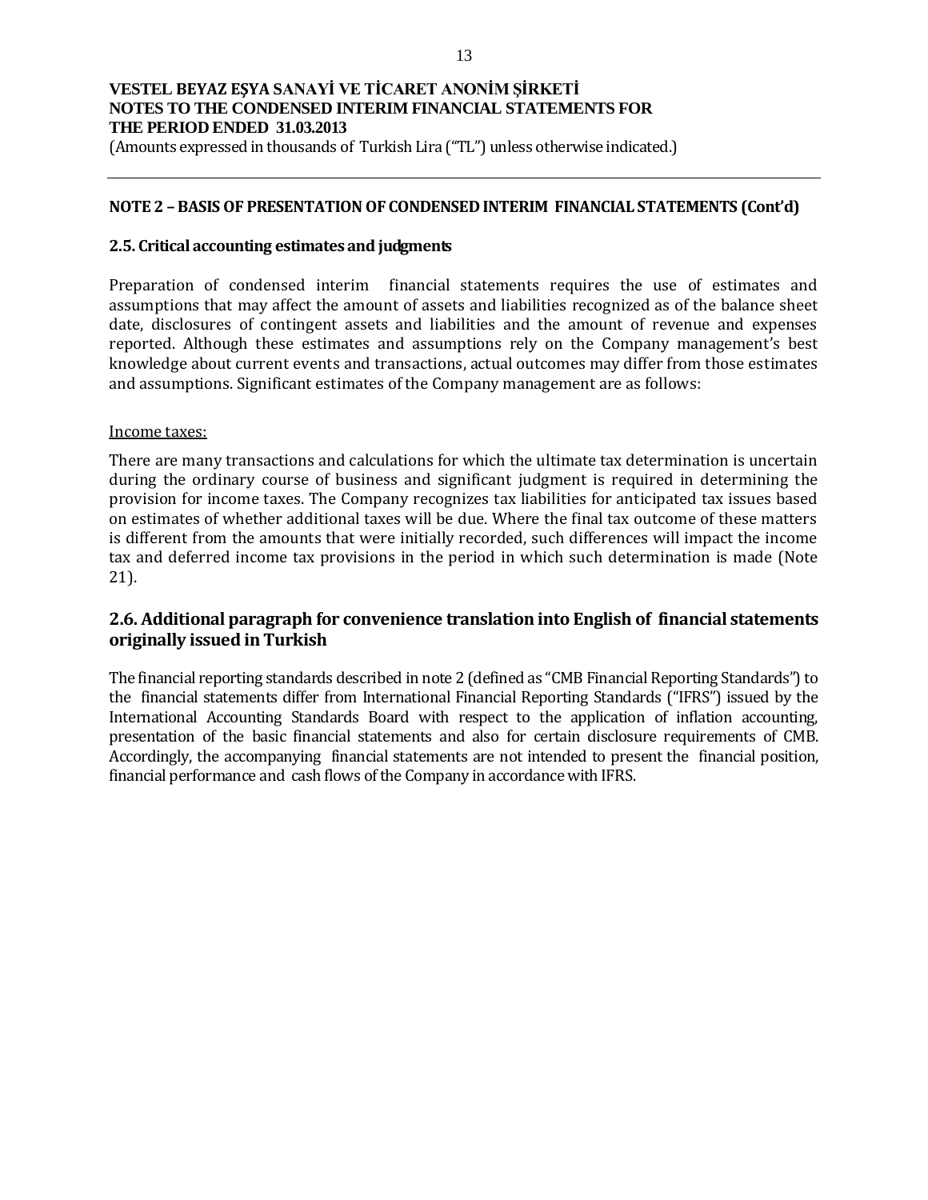## NOTE 2 – BASIS OF PRESENTATION OF CONDENSED INTERIM FINANCIAL STATEMENTS (Cont'd)

### 2.5. Critical accounting estimates and judgments

Preparation of condensed interim financial statements requires the use of estimates and assumptions that may affect the amount of assets and liabilities recognized as of the balance sheet date, disclosures of contingent assets and liabilities and the amount of revenue and expenses reported. Although these estimates and assumptions rely on the Company management's best knowledge about current events and transactions, actual outcomes may differ from those estimates and assumptions. Significant estimates of the Company management are as follows:

Income taxes:

There are many transactions and calculations for which the ultimate tax determination is uncertain during the ordinary course of business and significant judgment is required in determining the provision for income taxes. The Company recognizes tax liabilities for anticipated tax issues based on estimates of whether additional taxes will be due. Where the final tax outcome of these matters is different from the amounts that were initially recorded, such differences will impact the income tax and deferred income tax provisions in the period in which such determination is made (Note 21).

### 2.6. Additional paragraph for convenience translation into English of financial statements originally issued in Turkish

The financial reporting standards described in note 2 (defined as "CMB Financial Reporting Standards") to the financial statements differ from International Financial Reporting Standards ("IFRS") issued by the International Accounting Standards Board with respect to the application of inflation accounting, presentation of the basic financial statements and also for certain disclosure requirements of CMB. Accordingly, the accompanying financial statements are not intended to present the financial position, financial performance and cash flows of the Company in accordance with IFRS.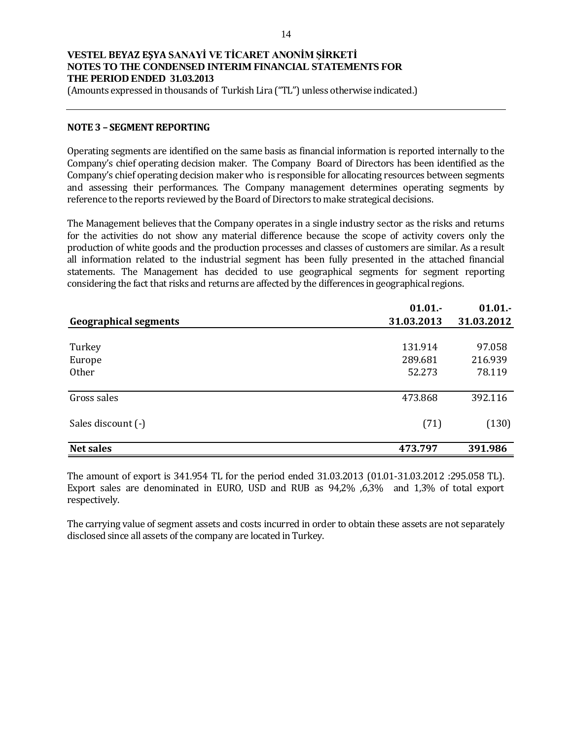**VESTEL BEYAZ EŞYA SANAYİ VE TİCARET ANONİM ŞİRKETİ**
**NOTES TO THE CONDENSED INTERIM FINANCIAL STATEMENTS FOR THE PERIOD ENDED 31.03.2013**
(Amounts expressed in thousands of Turkish Lira ("TL") unless otherwise indicated.)

## NOTE 3 – SEGMENT REPORTING

Operating segments are identified on the same basis as financial information is reported internally to the Company's chief operating decision maker. The Company Board of Directors has been identified as the Company's chief operating decision maker who is responsible for allocating resources between segments and assessing their performances. The Company management determines operating segments by reference to the reports reviewed by the Board of Directors to make strategical decisions.

The Management believes that the Company operates in a single industry sector as the risks and returns for the activities do not show any material difference because the scope of activity covers only the production of white goods and the production processes and classes of customers are similar. As a result all information related to the industrial segment has been fully presented in the attached financial statements. The Management has decided to use geographical segments for segment reporting considering the fact that risks and returns are affected by the differences in geographical regions.

| Geographical segments | 01.01.-31.03.2013 | 01.01.-31.03.2012 |
|---|---|---|
| Turkey | 131.914 | 97.058 |
| Europe | 289.681 | 216.939 |
| Other | 52.273 | 78.119 |
| Gross sales | 473.868 | 392.116 |
| Sales discount (-) | (71) | (130) |
| **Net sales** | **473.797** | **391.986** |

The amount of export is 341.954 TL for the period ended 31.03.2013 (01.01-31.03.2012 :295.058 TL). Export sales are denominated in EURO, USD and RUB as 94,2% ,6,3% and 1,3% of total export respectively.

The carrying value of segment assets and costs incurred in order to obtain these assets are not separately disclosed since all assets of the company are located in Turkey.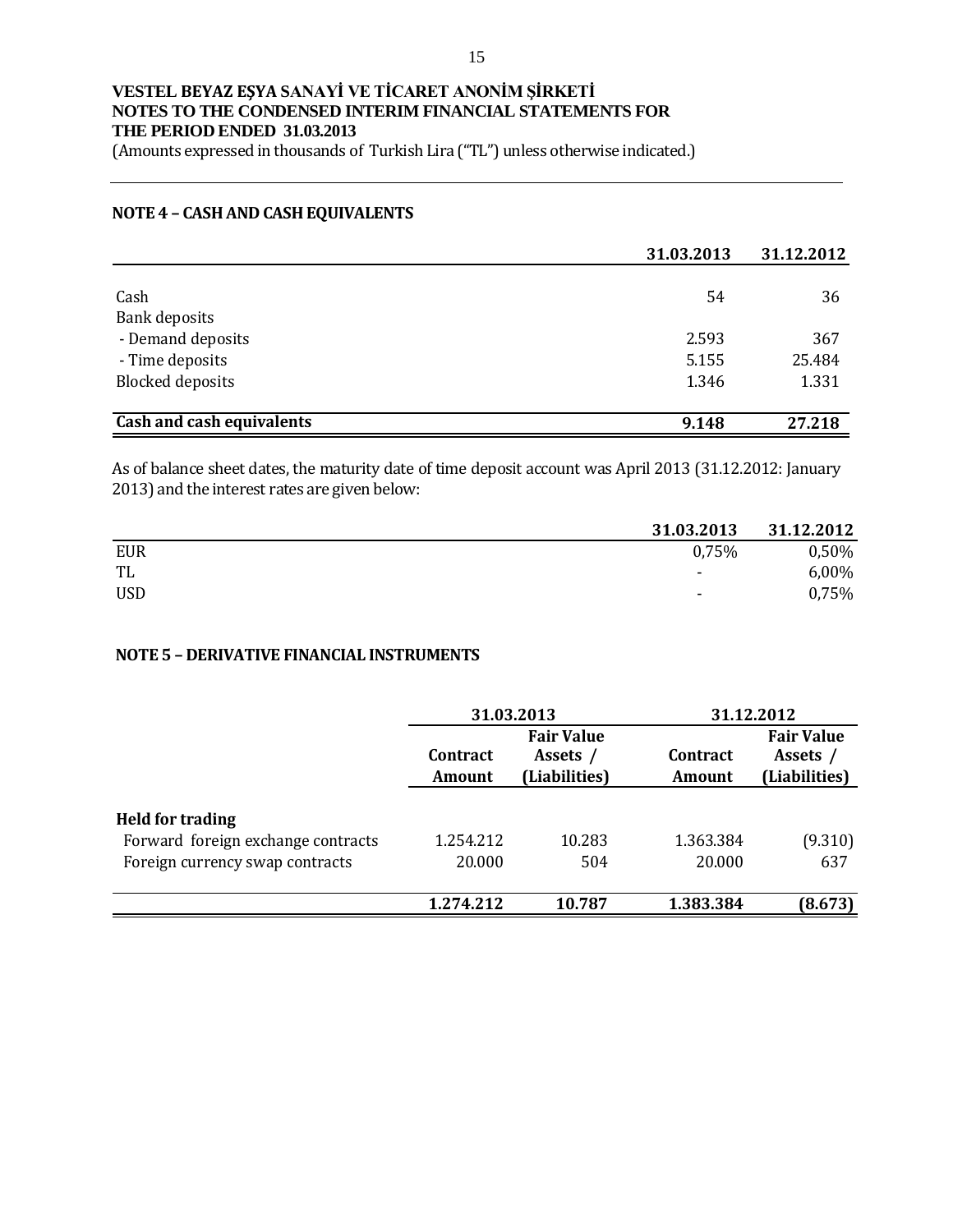# VESTEL BEYAZ EŞYA SANAYİ VE TİCARET ANONİM ŞİRKETİ
## NOTES TO THE CONDENSED INTERIM FINANCIAL STATEMENTS FOR THE PERIOD ENDED 31.03.2013

(Amounts expressed in thousands of Turkish Lira ("TL") unless otherwise indicated.)

### NOTE 4 – CASH AND CASH EQUIVALENTS

| | 31.03.2013 | 31.12.2012 |
|---|---|---|
| Cash | 54 | 36 |
| Bank deposits | | |
| - Demand deposits | 2.593 | 367 |
| - Time deposits | 5.155 | 25.484 |
| Blocked deposits | 1.346 | 1.331 |
| **Cash and cash equivalents** | **9.148** | **27.218** |

As of balance sheet dates, the maturity date of time deposit account was April 2013 (31.12.2012: January 2013) and the interest rates are given below:

| | 31.03.2013 | 31.12.2012 |
|---|---|---|
| EUR | 0,75% | 0,50% |
| TL | - | 6,00% |
| USD | - | 0,75% |

### NOTE 5 – DERIVATIVE FINANCIAL INSTRUMENTS

| | 31.03.2013 | | 31.12.2012 | |
|---|---|---|---|---|
| | Contract Amount | Fair Value Assets / (Liabilities) | Contract Amount | Fair Value Assets / (Liabilities) |
| **Held for trading** | | | | |
| Forward foreign exchange contracts | 1.254.212 | 10.283 | 1.363.384 | (9.310) |
| Foreign currency swap contracts | 20.000 | 504 | 20.000 | 637 |
| | **1.274.212** | **10.787** | **1.383.384** | **(8.673)** |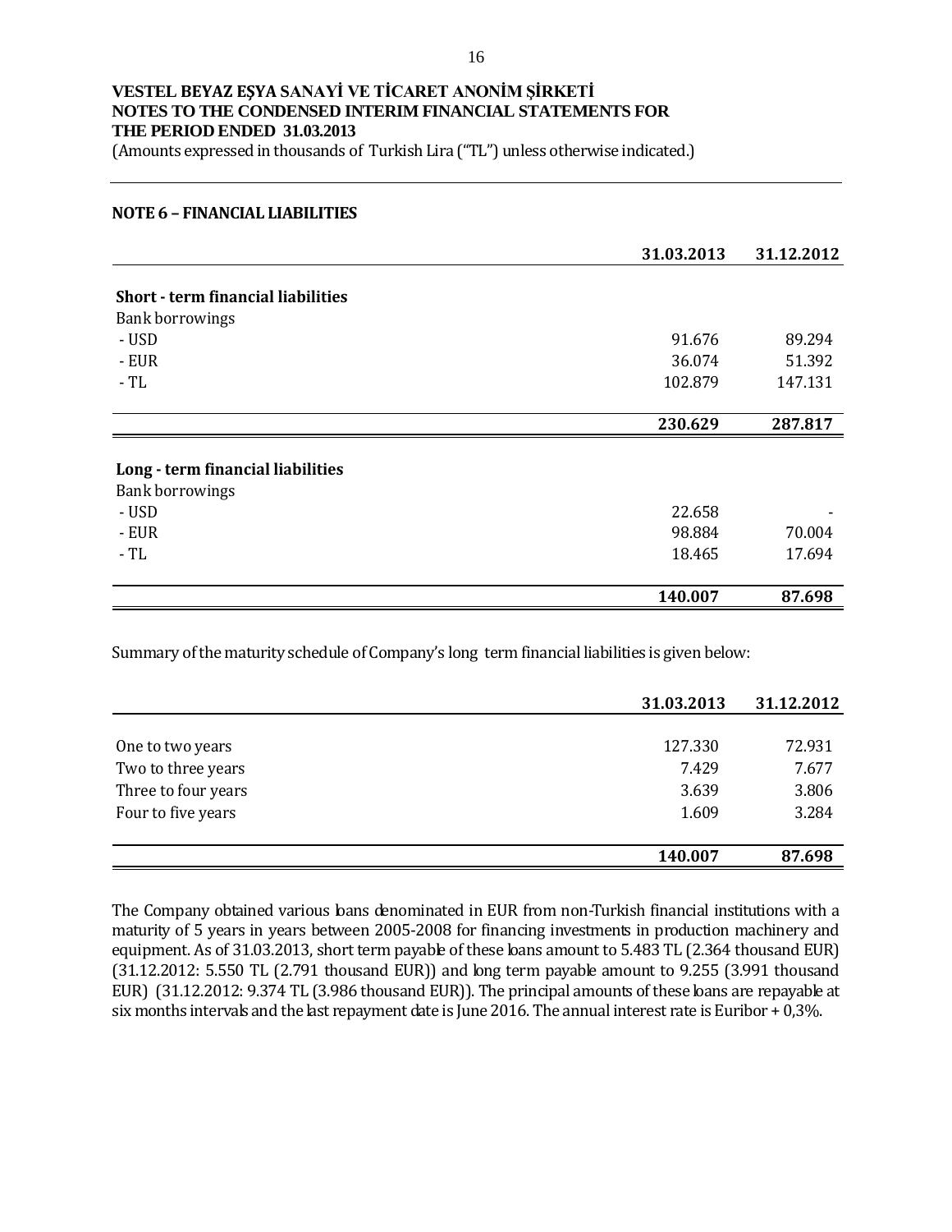VESTEL BEYAZ EŞYA SANAYİ VE TİCARET ANONİM ŞİRKETİ
NOTES TO THE CONDENSED INTERIM FINANCIAL STATEMENTS FOR THE PERIOD ENDED 31.03.2013
(Amounts expressed in thousands of Turkish Lira ("TL") unless otherwise indicated.)

## NOTE 6 – FINANCIAL LIABILITIES

| | 31.03.2013 | 31.12.2012 |
|---|---|---|
| **Short - term financial liabilities** | | |
| Bank borrowings | | |
| - USD | 91.676 | 89.294 |
| - EUR | 36.074 | 51.392 |
| - TL | 102.879 | 147.131 |
| | **230.629** | **287.817** |
| **Long - term financial liabilities** | | |
| Bank borrowings | | |
| - USD | 22.658 | - |
| - EUR | 98.884 | 70.004 |
| - TL | 18.465 | 17.694 |
| | **140.007** | **87.698** |

Summary of the maturity schedule of Company's long term financial liabilities is given below:

| | 31.03.2013 | 31.12.2012 |
|---|---|---|
| One to two years | 127.330 | 72.931 |
| Two to three years | 7.429 | 7.677 |
| Three to four years | 3.639 | 3.806 |
| Four to five years | 1.609 | 3.284 |
| | **140.007** | **87.698** |

The Company obtained various loans denominated in EUR from non-Turkish financial institutions with a maturity of 5 years in years between 2005-2008 for financing investments in production machinery and equipment. As of 31.03.2013, short term payable of these loans amount to 5.483 TL (2.364 thousand EUR) (31.12.2012: 5.550 TL (2.791 thousand EUR)) and long term payable amount to 9.255 (3.991 thousand EUR) (31.12.2012: 9.374 TL (3.986 thousand EUR)). The principal amounts of these loans are repayable at six months intervals and the last repayment date is June 2016. The annual interest rate is Euribor + 0,3%.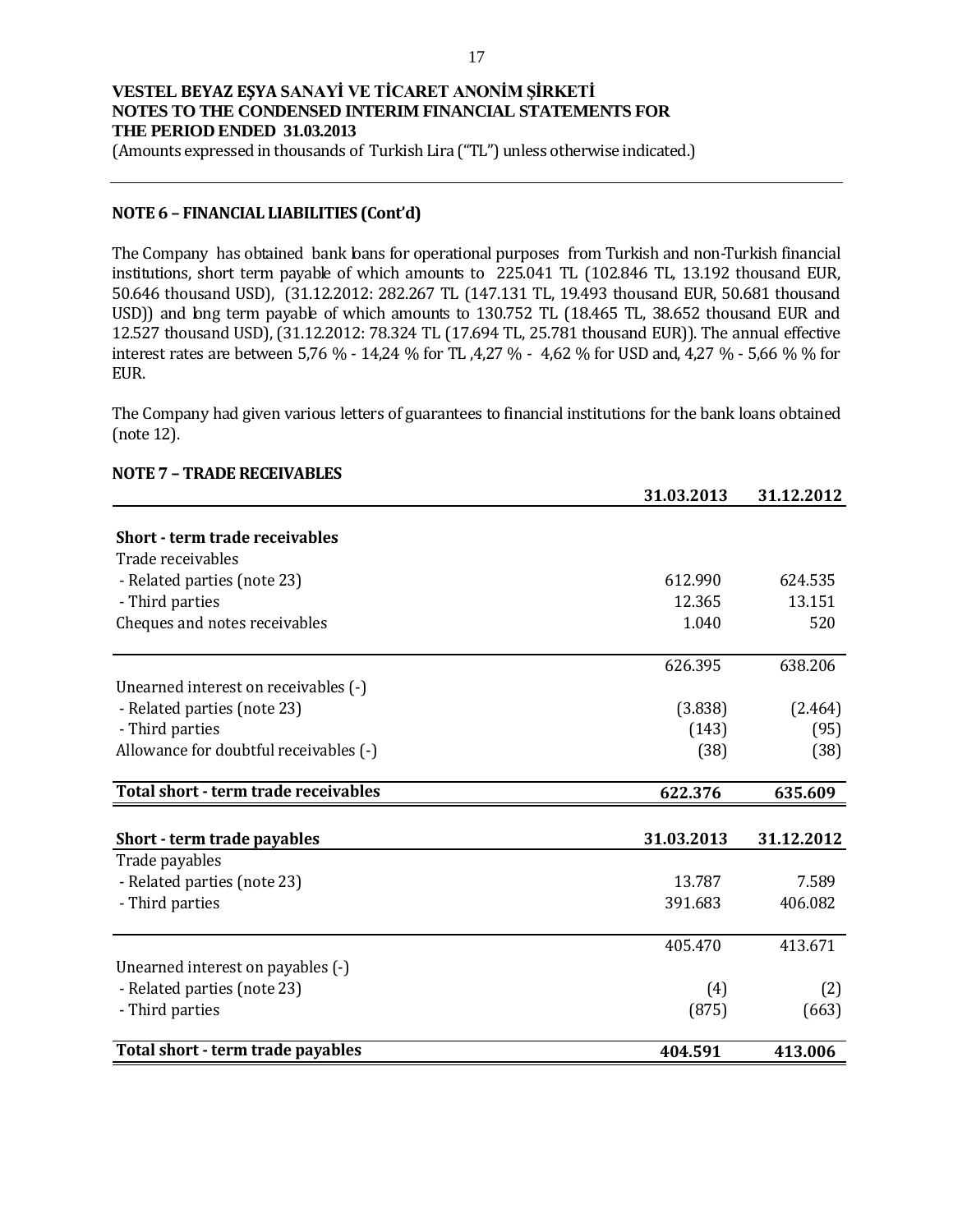## NOTE 6 – FINANCIAL LIABILITIES (Cont'd)

The Company has obtained bank loans for operational purposes from Turkish and non-Turkish financial institutions, short term payable of which amounts to 225.041 TL (102.846 TL, 13.192 thousand EUR, 50.646 thousand USD), (31.12.2012: 282.267 TL (147.131 TL, 19.493 thousand EUR, 50.681 thousand USD)) and long term payable of which amounts to 130.752 TL (18.465 TL, 38.652 thousand EUR and 12.527 thousand USD), (31.12.2012: 78.324 TL (17.694 TL, 25.781 thousand EUR)). The annual effective interest rates are between 5,76 % - 14,24 % for TL ,4,27 % - 4,62 % for USD and, 4,27 % - 5,66 % % for EUR.

The Company had given various letters of guarantees to financial institutions for the bank loans obtained (note 12).

## NOTE 7 – TRADE RECEIVABLES

| | 31.03.2013 | 31.12.2012 |
|---|---|---|
| **Short - term trade receivables** | | |
| Trade receivables | | |
| - Related parties (note 23) | 612.990 | 624.535 |
| - Third parties | 12.365 | 13.151 |
| Cheques and notes receivables | 1.040 | 520 |
| | 626.395 | 638.206 |
| Unearned interest on receivables (-) | | |
| - Related parties (note 23) | (3.838) | (2.464) |
| - Third parties | (143) | (95) |
| Allowance for doubtful receivables (-) | (38) | (38) |
| **Total short - term trade receivables** | **622.376** | **635.609** |

| **Short - term trade payables** | **31.03.2013** | **31.12.2012** |
|---|---|---|
| Trade payables | | |
| - Related parties (note 23) | 13.787 | 7.589 |
| - Third parties | 391.683 | 406.082 |
| | 405.470 | 413.671 |
| Unearned interest on payables (-) | | |
| - Related parties (note 23) | (4) | (2) |
| - Third parties | (875) | (663) |
| **Total short - term trade payables** | **404.591** | **413.006** |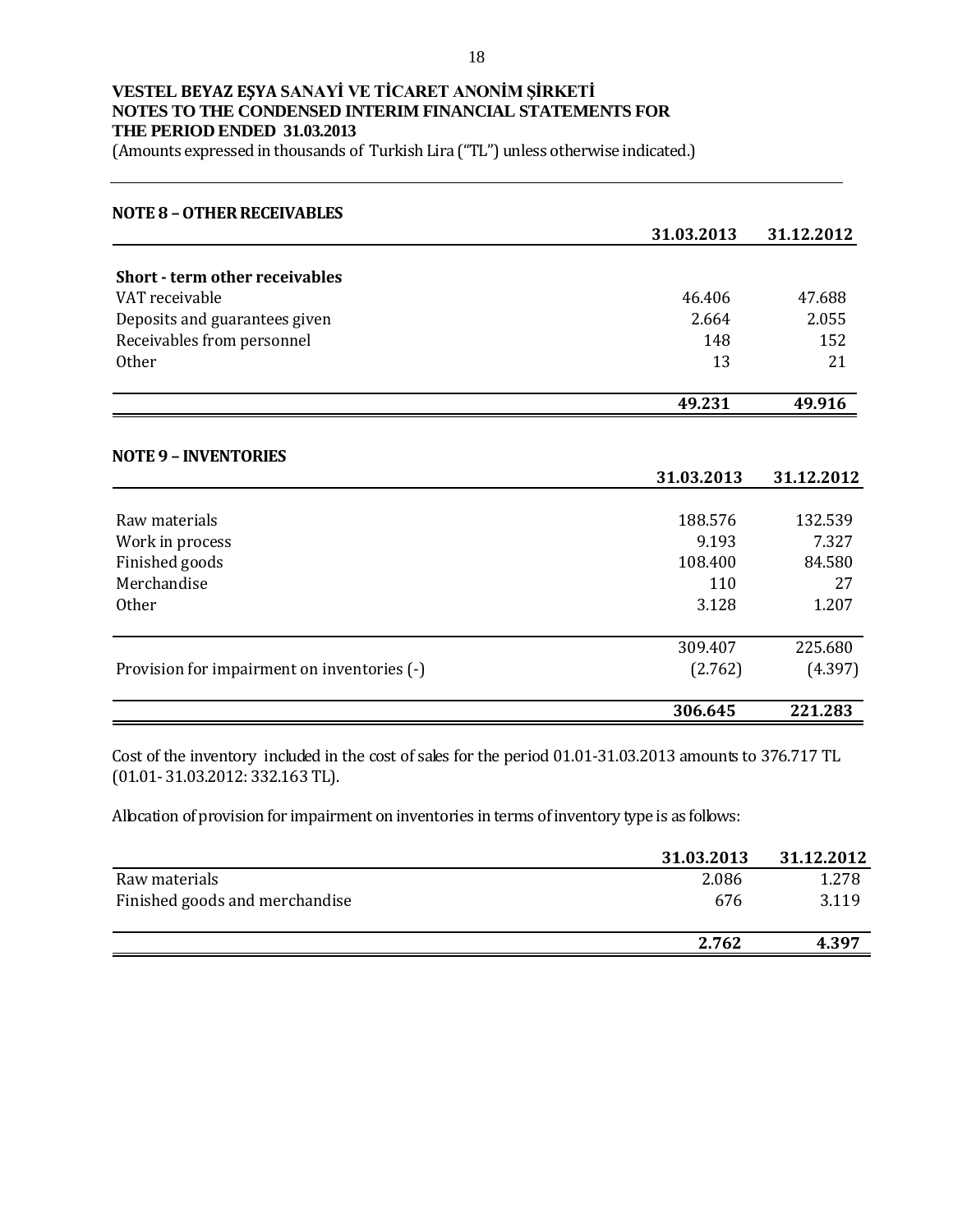**VESTEL BEYAZ EŞYA SANAYİ VE TİCARET ANONİM ŞİRKETİ**
**NOTES TO THE CONDENSED INTERIM FINANCIAL STATEMENTS FOR THE PERIOD ENDED 31.03.2013**
(Amounts expressed in thousands of Turkish Lira ("TL") unless otherwise indicated.)

## NOTE 8 – OTHER RECEIVABLES

| | 31.03.2013 | 31.12.2012 |
|---|---|---|
| **Short - term other receivables** | | |
| VAT receivable | 46.406 | 47.688 |
| Deposits and guarantees given | 2.664 | 2.055 |
| Receivables from personnel | 148 | 152 |
| Other | 13 | 21 |
| | **49.231** | **49.916** |

## NOTE 9 – INVENTORIES

| | 31.03.2013 | 31.12.2012 |
|---|---|---|
| Raw materials | 188.576 | 132.539 |
| Work in process | 9.193 | 7.327 |
| Finished goods | 108.400 | 84.580 |
| Merchandise | 110 | 27 |
| Other | 3.128 | 1.207 |
| | 309.407 | 225.680 |
| Provision for impairment on inventories (-) | (2.762) | (4.397) |
| | **306.645** | **221.283** |

Cost of the inventory included in the cost of sales for the period 01.01-31.03.2013 amounts to 376.717 TL (01.01- 31.03.2012: 332.163 TL).

Allocation of provision for impairment on inventories in terms of inventory type is as follows:

| | 31.03.2013 | 31.12.2012 |
|---|---|---|
| Raw materials | 2.086 | 1.278 |
| Finished goods and merchandise | 676 | 3.119 |
| | **2.762** | **4.397** |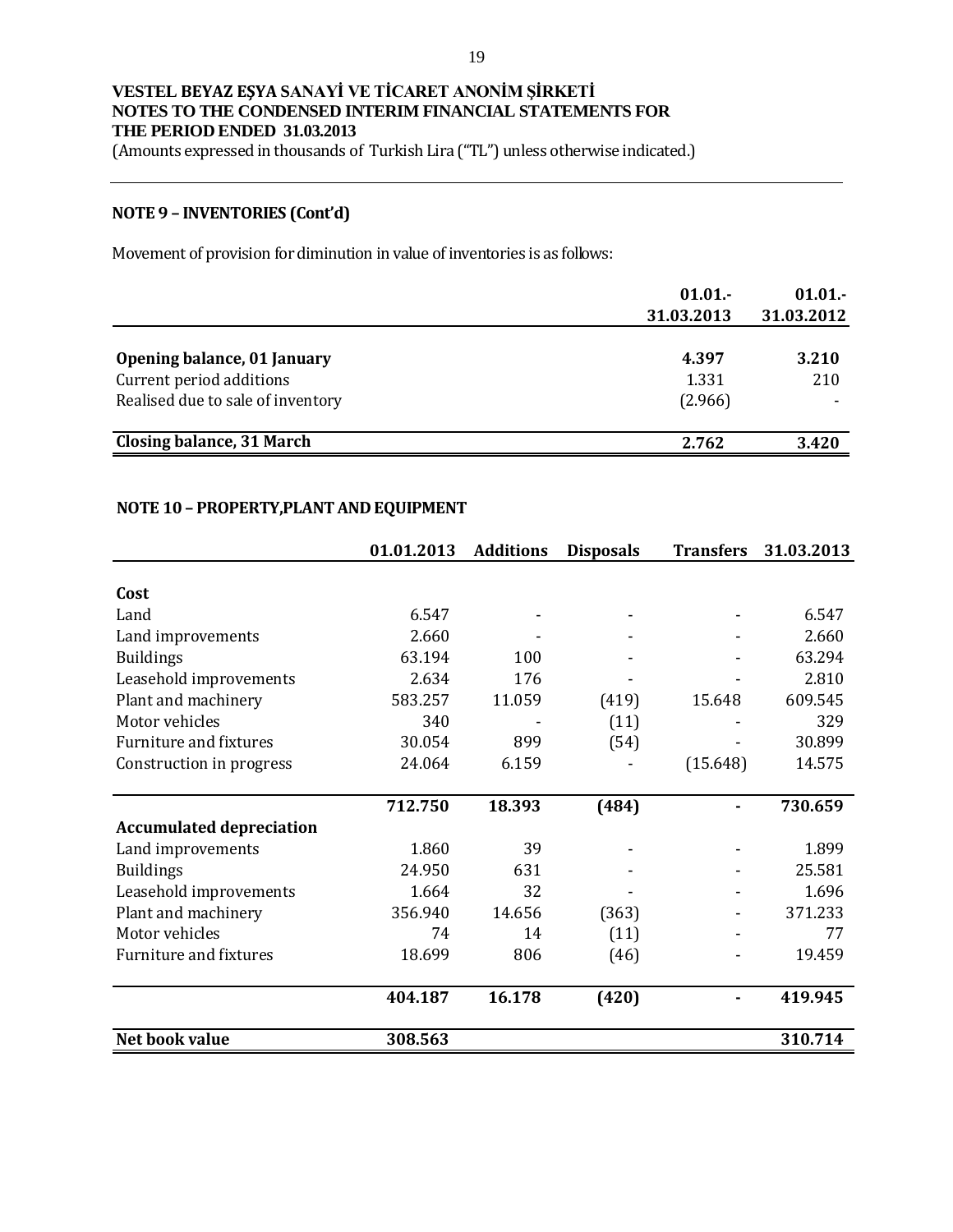**VESTEL BEYAZ EŞYA SANAYİ VE TİCARET ANONİM ŞİRKETİ**
**NOTES TO THE CONDENSED INTERIM FINANCIAL STATEMENTS FOR THE PERIOD ENDED 31.03.2013**
(Amounts expressed in thousands of Turkish Lira ("TL") unless otherwise indicated.)

## NOTE 9 – INVENTORIES (Cont'd)

Movement of provision for diminution in value of inventories is as follows:

| | 01.01.-31.03.2013 | 01.01.-31.03.2012 |
|---|---|---|
| **Opening balance, 01 January** | **4.397** | **3.210** |
| Current period additions | 1.331 | 210 |
| Realised due to sale of inventory | (2.966) | - |
| **Closing balance, 31 March** | **2.762** | **3.420** |

## NOTE 10 – PROPERTY,PLANT AND EQUIPMENT

| | 01.01.2013 | Additions | Disposals | Transfers | 31.03.2013 |
|---|---|---|---|---|---|
| **Cost** | | | | | |
| Land | 6.547 | - | - | - | 6.547 |
| Land improvements | 2.660 | - | - | - | 2.660 |
| Buildings | 63.194 | 100 | - | - | 63.294 |
| Leasehold improvements | 2.634 | 176 | - | - | 2.810 |
| Plant and machinery | 583.257 | 11.059 | (419) | 15.648 | 609.545 |
| Motor vehicles | 340 | - | (11) | - | 329 |
| Furniture and fixtures | 30.054 | 899 | (54) | - | 30.899 |
| Construction in progress | 24.064 | 6.159 | - | (15.648) | 14.575 |
| | **712.750** | **18.393** | **(484)** | **-** | **730.659** |
| **Accumulated depreciation** | | | | | |
| Land improvements | 1.860 | 39 | - | - | 1.899 |
| Buildings | 24.950 | 631 | - | - | 25.581 |
| Leasehold improvements | 1.664 | 32 | - | - | 1.696 |
| Plant and machinery | 356.940 | 14.656 | (363) | - | 371.233 |
| Motor vehicles | 74 | 14 | (11) | - | 77 |
| Furniture and fixtures | 18.699 | 806 | (46) | - | 19.459 |
| | **404.187** | **16.178** | **(420)** | **-** | **419.945** |
| **Net book value** | **308.563** | | | | **310.714** |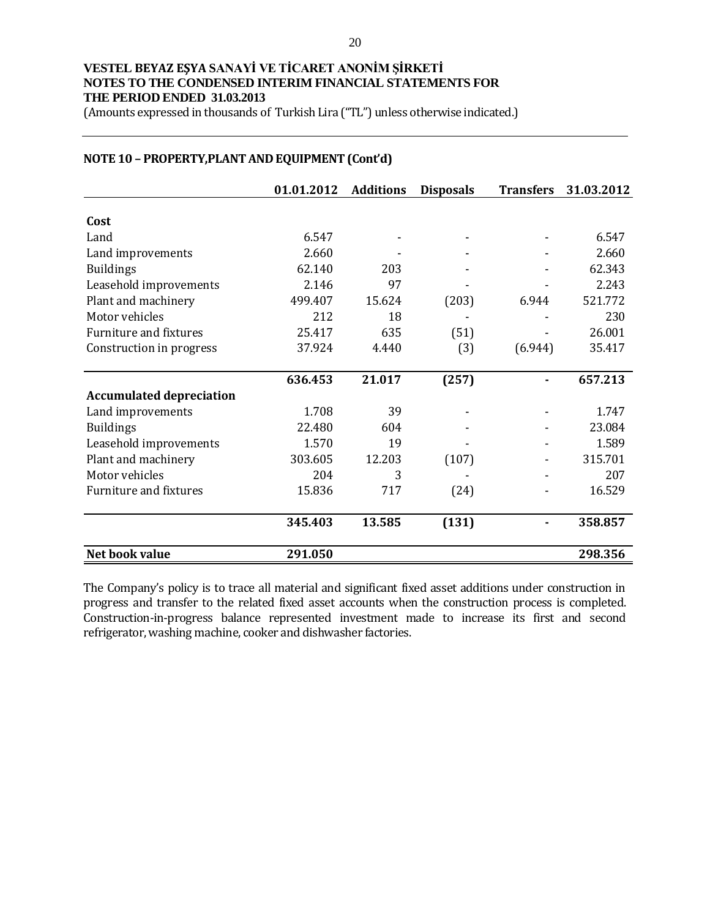**VESTEL BEYAZ EŞYA SANAYİ VE TİCARET ANONİM ŞİRKETİ**
**NOTES TO THE CONDENSED INTERIM FINANCIAL STATEMENTS FOR THE PERIOD ENDED 31.03.2013**
(Amounts expressed in thousands of Turkish Lira ("TL") unless otherwise indicated.)

## NOTE 10 – PROPERTY,PLANT AND EQUIPMENT (Cont'd)

| | 01.01.2012 | Additions | Disposals | Transfers | 31.03.2012 |
|---|---|---|---|---|---|
| **Cost** | | | | | |
| Land | 6.547 | - | - | - | 6.547 |
| Land improvements | 2.660 | - | - | - | 2.660 |
| Buildings | 62.140 | 203 | - | - | 62.343 |
| Leasehold improvements | 2.146 | 97 | - | - | 2.243 |
| Plant and machinery | 499.407 | 15.624 | (203) | 6.944 | 521.772 |
| Motor vehicles | 212 | 18 | - | - | 230 |
| Furniture and fixtures | 25.417 | 635 | (51) | - | 26.001 |
| Construction in progress | 37.924 | 4.440 | (3) | (6.944) | 35.417 |
| | **636.453** | **21.017** | **(257)** | **-** | **657.213** |
| **Accumulated depreciation** | | | | | |
| Land improvements | 1.708 | 39 | - | - | 1.747 |
| Buildings | 22.480 | 604 | - | - | 23.084 |
| Leasehold improvements | 1.570 | 19 | - | - | 1.589 |
| Plant and machinery | 303.605 | 12.203 | (107) | - | 315.701 |
| Motor vehicles | 204 | 3 | - | - | 207 |
| Furniture and fixtures | 15.836 | 717 | (24) | - | 16.529 |
| | **345.403** | **13.585** | **(131)** | **-** | **358.857** |
| **Net book value** | **291.050** | | | | **298.356** |

The Company's policy is to trace all material and significant fixed asset additions under construction in progress and transfer to the related fixed asset accounts when the construction process is completed. Construction-in-progress balance represented investment made to increase its first and second refrigerator, washing machine, cooker and dishwasher factories.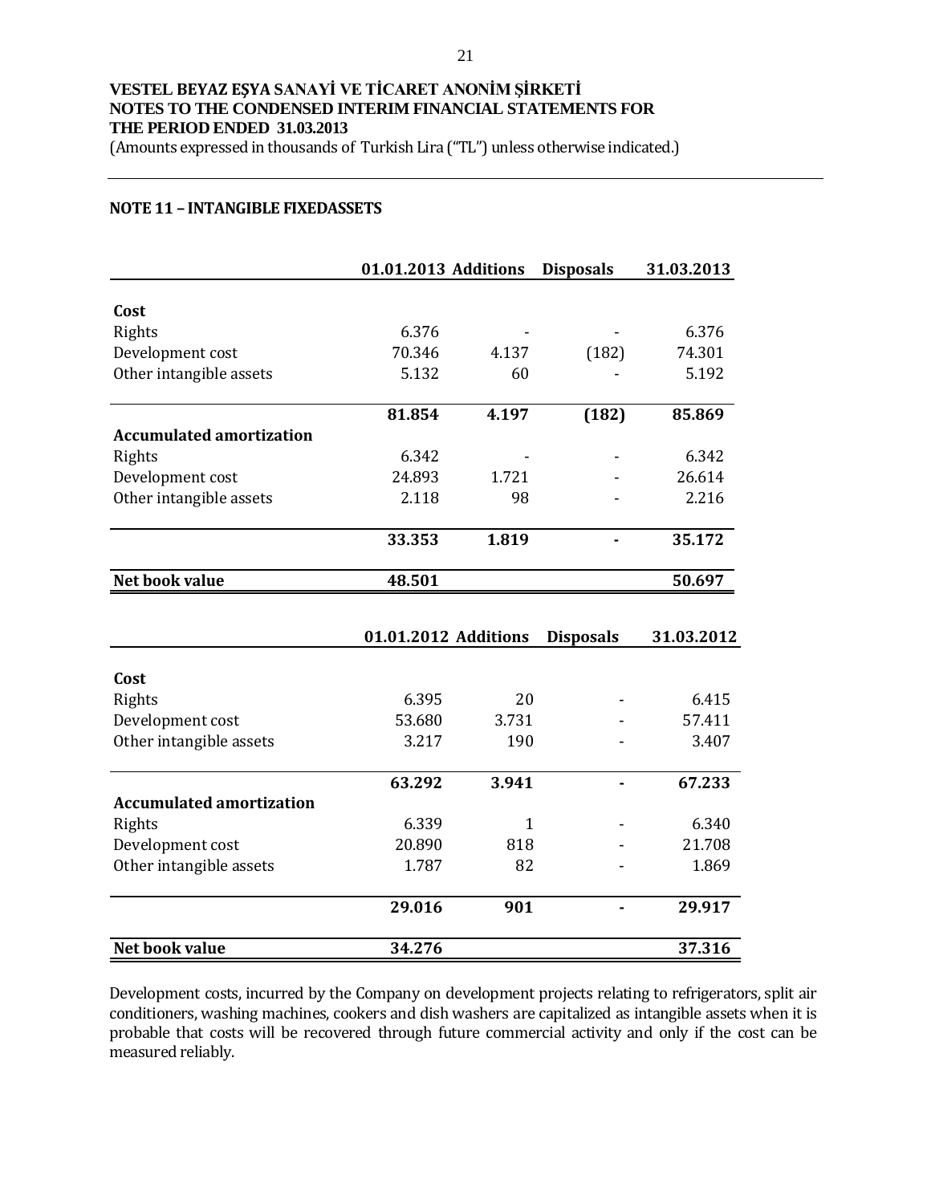**VESTEL BEYAZ EŞYA SANAYİ VE TİCARET ANONİM ŞİRKETİ**
**NOTES TO THE CONDENSED INTERIM FINANCIAL STATEMENTS FOR THE PERIOD ENDED 31.03.2013**
(Amounts expressed in thousands of Turkish Lira ("TL") unless otherwise indicated.)

## NOTE 11 – INTANGIBLE FIXEDASSETS

| | 01.01.2013 | Additions | Disposals | 31.03.2013 |
|---|---|---|---|---|
| **Cost** | | | | |
| Rights | 6.376 | - | - | 6.376 |
| Development cost | 70.346 | 4.137 | (182) | 74.301 |
| Other intangible assets | 5.132 | 60 | - | 5.192 |
| | **81.854** | **4.197** | **(182)** | **85.869** |
| **Accumulated amortization** | | | | |
| Rights | 6.342 | - | - | 6.342 |
| Development cost | 24.893 | 1.721 | - | 26.614 |
| Other intangible assets | 2.118 | 98 | - | 2.216 |
| | **33.353** | **1.819** | **-** | **35.172** |
| **Net book value** | **48.501** | | | **50.697** |

| | 01.01.2012 | Additions | Disposals | 31.03.2012 |
|---|---|---|---|---|
| **Cost** | | | | |
| Rights | 6.395 | 20 | - | 6.415 |
| Development cost | 53.680 | 3.731 | - | 57.411 |
| Other intangible assets | 3.217 | 190 | - | 3.407 |
| | **63.292** | **3.941** | **-** | **67.233** |
| **Accumulated amortization** | | | | |
| Rights | 6.339 | 1 | - | 6.340 |
| Development cost | 20.890 | 818 | - | 21.708 |
| Other intangible assets | 1.787 | 82 | - | 1.869 |
| | **29.016** | **901** | **-** | **29.917** |
| **Net book value** | **34.276** | | | **37.316** |

Development costs, incurred by the Company on development projects relating to refrigerators, split air conditioners, washing machines, cookers and dish washers are capitalized as intangible assets when it is probable that costs will be recovered through future commercial activity and only if the cost can be measured reliably.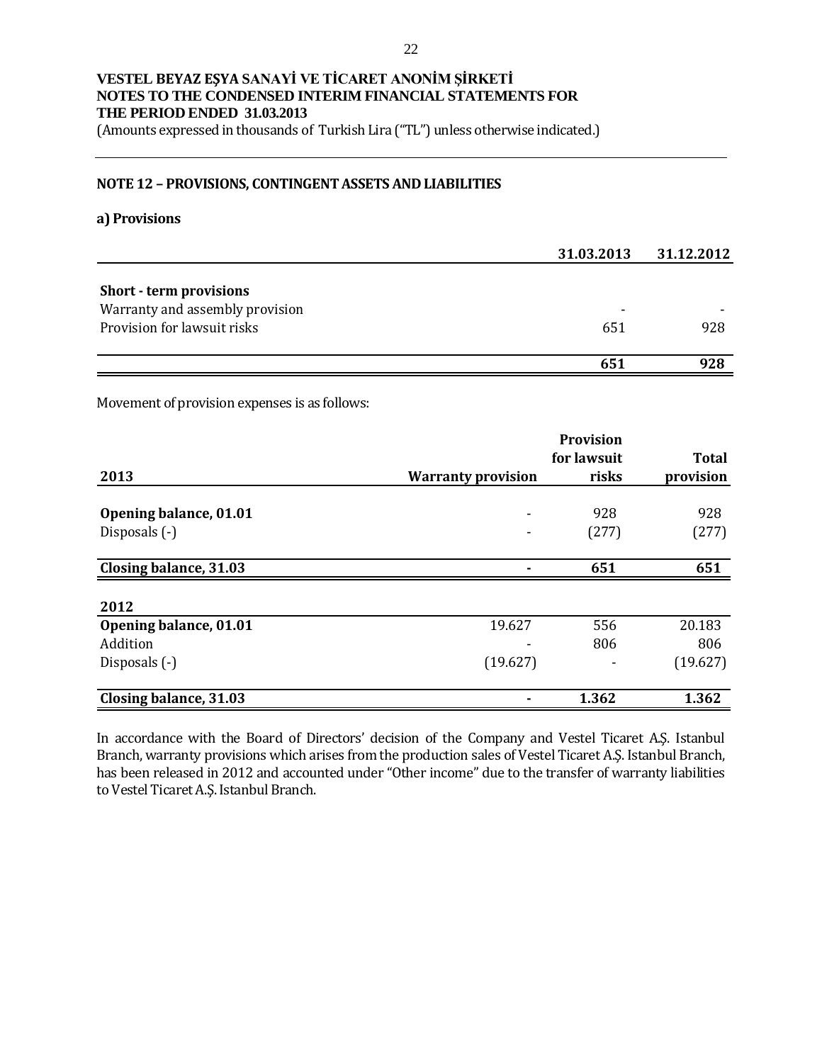**VESTEL BEYAZ EŞYA SANAYİ VE TİCARET ANONİM ŞİRKETİ**
**NOTES TO THE CONDENSED INTERIM FINANCIAL STATEMENTS FOR THE PERIOD ENDED 31.03.2013**
(Amounts expressed in thousands of Turkish Lira ("TL") unless otherwise indicated.)

## NOTE 12 – PROVISIONS, CONTINGENT ASSETS AND LIABILITIES

### a) Provisions

| | 31.03.2013 | 31.12.2012 |
|---|---|---|
| **Short - term provisions** | | |
| Warranty and assembly provision | - | - |
| Provision for lawsuit risks | 651 | 928 |
| | **651** | **928** |

Movement of provision expenses is as follows:

| 2013 | Warranty provision | Provision for lawsuit risks | Total provision |
|---|---|---|---|
| **Opening balance, 01.01** | - | 928 | 928 |
| Disposals (-) | - | (277) | (277) |
| **Closing balance, 31.03** | **-** | **651** | **651** |
| **2012** | | | |
| **Opening balance, 01.01** | 19.627 | 556 | 20.183 |
| Addition | - | 806 | 806 |
| Disposals (-) | (19.627) | - | (19.627) |
| **Closing balance, 31.03** | **-** | **1.362** | **1.362** |

In accordance with the Board of Directors' decision of the Company and Vestel Ticaret A.Ş. Istanbul Branch, warranty provisions which arises from the production sales of Vestel Ticaret A.Ş. Istanbul Branch, has been released in 2012 and accounted under "Other income" due to the transfer of warranty liabilities to Vestel Ticaret A.Ş. Istanbul Branch.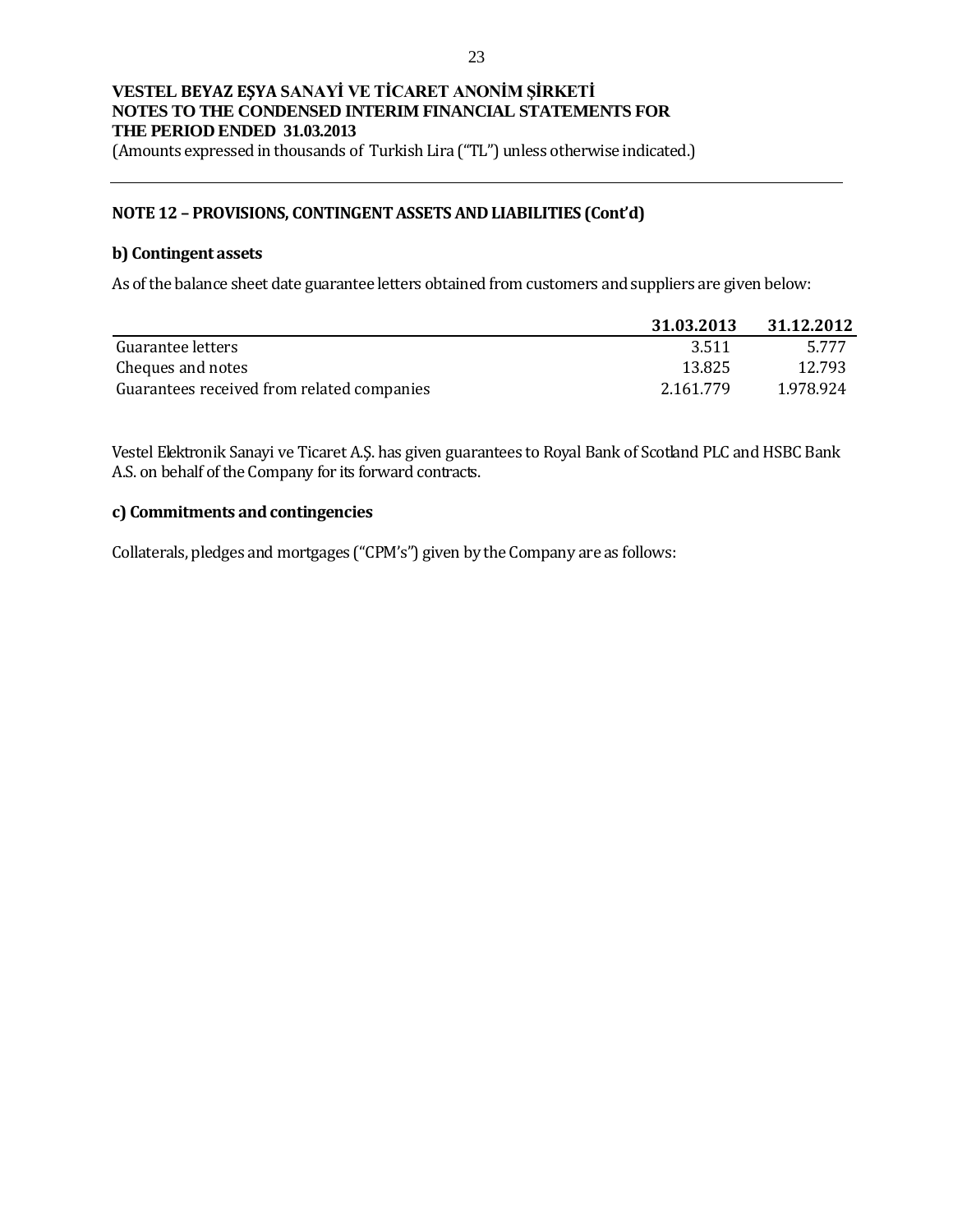## NOTE 12 – PROVISIONS, CONTINGENT ASSETS AND LIABILITIES (Cont'd)

### b) Contingent assets

As of the balance sheet date guarantee letters obtained from customers and suppliers are given below:

| | 31.03.2013 | 31.12.2012 |
|---|---|---|
| Guarantee letters | 3.511 | 5.777 |
| Cheques and notes | 13.825 | 12.793 |
| Guarantees received from related companies | 2.161.779 | 1.978.924 |

Vestel Elektronik Sanayi ve Ticaret A.Ş. has given guarantees to Royal Bank of Scotland PLC and HSBC Bank A.S. on behalf of the Company for its forward contracts.

### c) Commitments and contingencies

Collaterals, pledges and mortgages ("CPM's") given by the Company are as follows: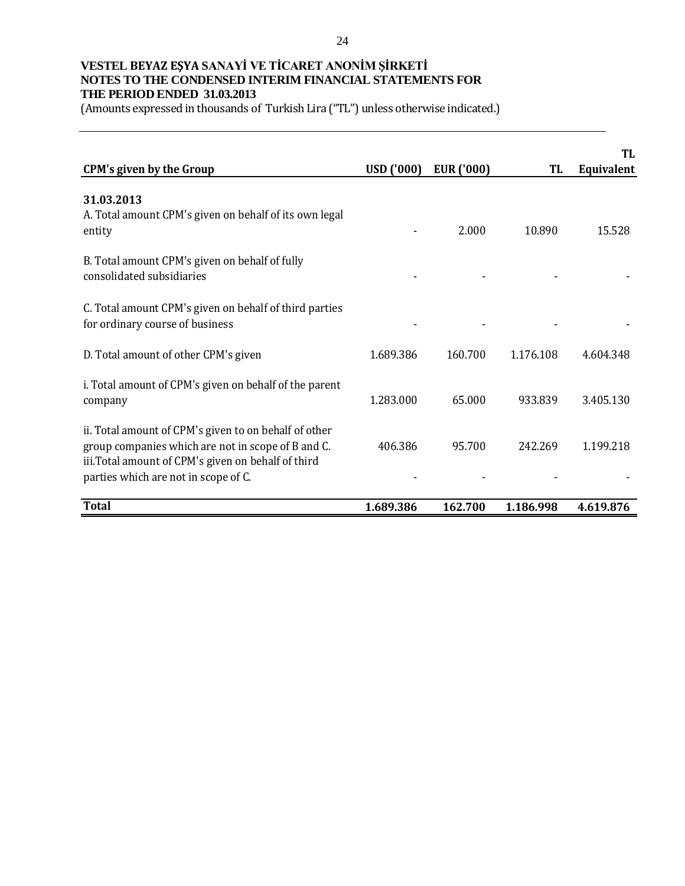**VESTEL BEYAZ EŞYA SANAYİ VE TİCARET ANONİM ŞİRKETİ**
**NOTES TO THE CONDENSED INTERIM FINANCIAL STATEMENTS FOR THE PERIOD ENDED 31.03.2013**
(Amounts expressed in thousands of Turkish Lira ("TL") unless otherwise indicated.)

| CPM's given by the Group | USD ('000) | EUR ('000) | TL | TL Equivalent |
|---|---|---|---|---|
| **31.03.2013** | | | | |
| A. Total amount CPM's given on behalf of its own legal entity | - | 2.000 | 10.890 | 15.528 |
| B. Total amount CPM's given on behalf of fully consolidated subsidiaries | - | - | - | - |
| C. Total amount CPM's given on behalf of third parties for ordinary course of business | - | - | - | - |
| D. Total amount of other CPM's given | 1.689.386 | 160.700 | 1.176.108 | 4.604.348 |
| i. Total amount of CPM's given on behalf of the parent company | 1.283.000 | 65.000 | 933.839 | 3.405.130 |
| ii. Total amount of CPM's given to on behalf of other group companies which are not in scope of B and C. | 406.386 | 95.700 | 242.269 | 1.199.218 |
| iii.Total amount of CPM's given on behalf of third parties which are not in scope of C. | - | - | - | - |
| **Total** | **1.689.386** | **162.700** | **1.186.998** | **4.619.876** |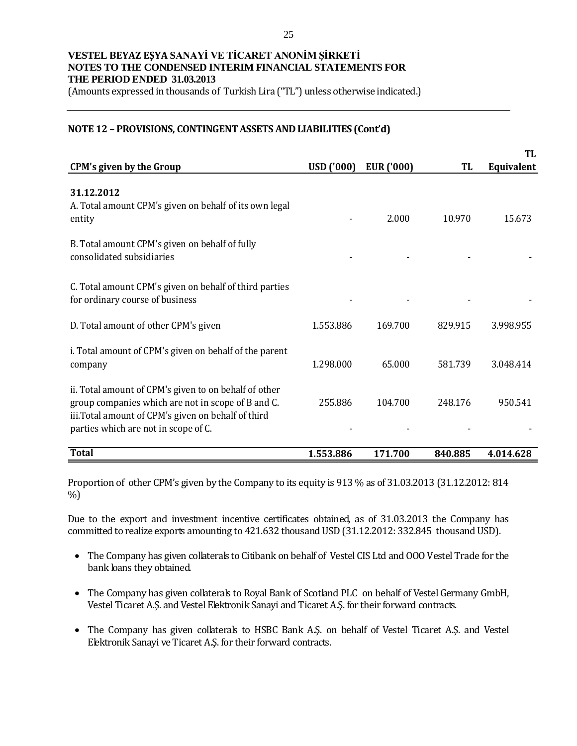**VESTEL BEYAZ EŞYA SANAYİ VE TİCARET ANONİM ŞİRKETİ**
**NOTES TO THE CONDENSED INTERIM FINANCIAL STATEMENTS FOR THE PERIOD ENDED 31.03.2013**
(Amounts expressed in thousands of Turkish Lira ("TL") unless otherwise indicated.)

## NOTE 12 – PROVISIONS, CONTINGENT ASSETS AND LIABILITIES (Cont'd)

| CPM's given by the Group | USD ('000) | EUR ('000) | TL | TL Equivalent |
|---|---|---|---|---|
| **31.12.2012** | | | | |
| A. Total amount CPM's given on behalf of its own legal entity | - | 2.000 | 10.970 | 15.673 |
| B. Total amount CPM's given on behalf of fully consolidated subsidiaries | - | - | - | - |
| C. Total amount CPM's given on behalf of third parties for ordinary course of business | - | - | - | - |
| D. Total amount of other CPM's given | 1.553.886 | 169.700 | 829.915 | 3.998.955 |
| i. Total amount of CPM's given on behalf of the parent company | 1.298.000 | 65.000 | 581.739 | 3.048.414 |
| ii. Total amount of CPM's given to on behalf of other group companies which are not in scope of B and C. | 255.886 | 104.700 | 248.176 | 950.541 |
| iii.Total amount of CPM's given on behalf of third parties which are not in scope of C. | - | - | - | - |
| **Total** | **1.553.886** | **171.700** | **840.885** | **4.014.628** |

Proportion of other CPM's given by the Company to its equity is 913 % as of 31.03.2013 (31.12.2012: 814 %)

Due to the export and investment incentive certificates obtained, as of 31.03.2013 the Company has committed to realize exports amounting to 421.632 thousand USD (31.12.2012: 332.845 thousand USD).

- The Company has given collaterals to Citibank on behalf of Vestel CIS Ltd and OOO Vestel Trade for the bank loans they obtained.
- The Company has given collaterals to Royal Bank of Scotland PLC on behalf of Vestel Germany GmbH, Vestel Ticaret A.Ş. and Vestel Elektronik Sanayi and Ticaret A.Ş. for their forward contracts.
- The Company has given collaterals to HSBC Bank A.Ş. on behalf of Vestel Ticaret A.Ş. and Vestel Elektronik Sanayi ve Ticaret A.Ş. for their forward contracts.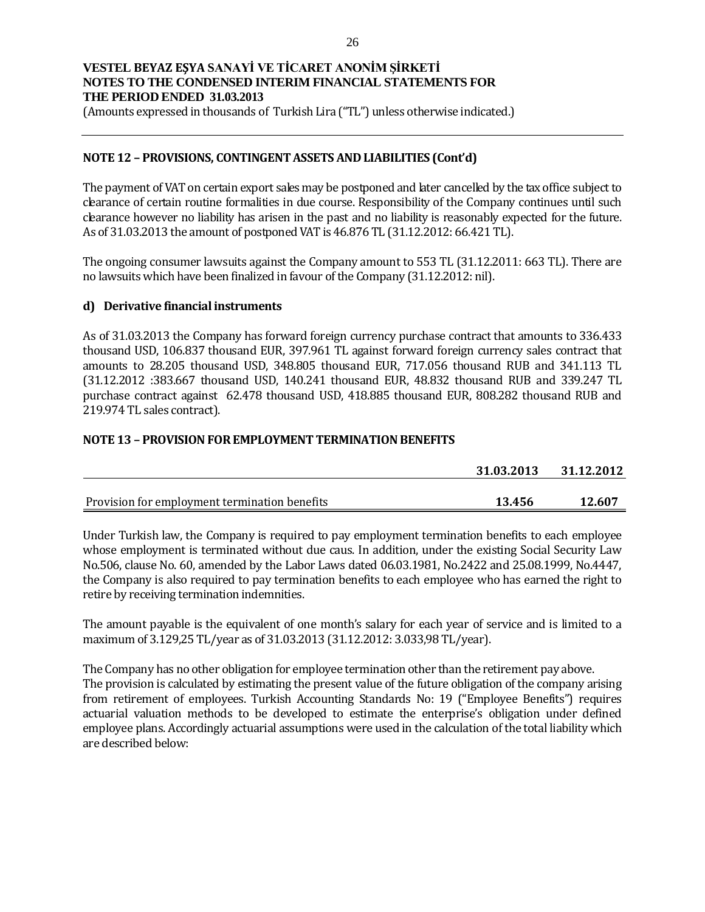## NOTE 12 – PROVISIONS, CONTINGENT ASSETS AND LIABILITIES (Cont'd)

The payment of VAT on certain export sales may be postponed and later cancelled by the tax office subject to clearance of certain routine formalities in due course. Responsibility of the Company continues until such clearance however no liability has arisen in the past and no liability is reasonably expected for the future. As of 31.03.2013 the amount of postponed VAT is 46.876 TL (31.12.2012: 66.421 TL).

The ongoing consumer lawsuits against the Company amount to 553 TL (31.12.2011: 663 TL). There are no lawsuits which have been finalized in favour of the Company (31.12.2012: nil).

### d) Derivative financial instruments

As of 31.03.2013 the Company has forward foreign currency purchase contract that amounts to 336.433 thousand USD, 106.837 thousand EUR, 397.961 TL against forward foreign currency sales contract that amounts to 28.205 thousand USD, 348.805 thousand EUR, 717.056 thousand RUB and 341.113 TL (31.12.2012 :383.667 thousand USD, 140.241 thousand EUR, 48.832 thousand RUB and 339.247 TL purchase contract against 62.478 thousand USD, 418.885 thousand EUR, 808.282 thousand RUB and 219.974 TL sales contract).

## NOTE 13 – PROVISION FOR EMPLOYMENT TERMINATION BENEFITS

| | 31.03.2013 | 31.12.2012 |
|---|---|---|
| Provision for employment termination benefits | **13.456** | **12.607** |

Under Turkish law, the Company is required to pay employment termination benefits to each employee whose employment is terminated without due caus. In addition, under the existing Social Security Law No.506, clause No. 60, amended by the Labor Laws dated 06.03.1981, No.2422 and 25.08.1999, No.4447, the Company is also required to pay termination benefits to each employee who has earned the right to retire by receiving termination indemnities.

The amount payable is the equivalent of one month's salary for each year of service and is limited to a maximum of 3.129,25 TL/year as of 31.03.2013 (31.12.2012: 3.033,98 TL/year).

The Company has no other obligation for employee termination other than the retirement pay above.
The provision is calculated by estimating the present value of the future obligation of the company arising from retirement of employees. Turkish Accounting Standards No: 19 ("Employee Benefits") requires actuarial valuation methods to be developed to estimate the enterprise's obligation under defined employee plans. Accordingly actuarial assumptions were used in the calculation of the total liability which are described below: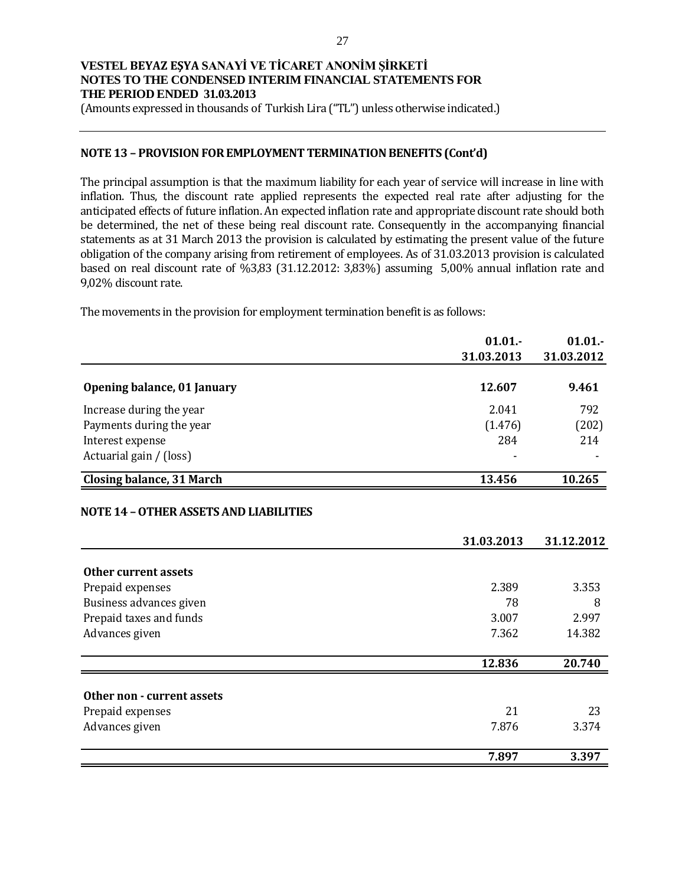**VESTEL BEYAZ EŞYA SANAYİ VE TİCARET ANONİM ŞİRKETİ**
**NOTES TO THE CONDENSED INTERIM FINANCIAL STATEMENTS FOR THE PERIOD ENDED 31.03.2013**
(Amounts expressed in thousands of Turkish Lira ("TL") unless otherwise indicated.)

## NOTE 13 – PROVISION FOR EMPLOYMENT TERMINATION BENEFITS (Cont'd)

The principal assumption is that the maximum liability for each year of service will increase in line with inflation. Thus, the discount rate applied represents the expected real rate after adjusting for the anticipated effects of future inflation. An expected inflation rate and appropriate discount rate should both be determined, the net of these being real discount rate. Consequently in the accompanying financial statements as at 31 March 2013 the provision is calculated by estimating the present value of the future obligation of the company arising from retirement of employees. As of 31.03.2013 provision is calculated based on real discount rate of %3,83 (31.12.2012: 3,83%) assuming 5,00% annual inflation rate and 9,02% discount rate.

The movements in the provision for employment termination benefit is as follows:

| | 01.01.-31.03.2013 | 01.01.-31.03.2012 |
|---|---|---|
| **Opening balance, 01 January** | **12.607** | **9.461** |
| Increase during the year | 2.041 | 792 |
| Payments during the year | (1.476) | (202) |
| Interest expense | 284 | 214 |
| Actuarial gain / (loss) | - | - |
| **Closing balance, 31 March** | **13.456** | **10.265** |

## NOTE 14 – OTHER ASSETS AND LIABILITIES

| | 31.03.2013 | 31.12.2012 |
|---|---|---|
| **Other current assets** | | |
| Prepaid expenses | 2.389 | 3.353 |
| Business advances given | 78 | 8 |
| Prepaid taxes and funds | 3.007 | 2.997 |
| Advances given | 7.362 | 14.382 |
| | **12.836** | **20.740** |
| **Other non - current assets** | | |
| Prepaid expenses | 21 | 23 |
| Advances given | 7.876 | 3.374 |
| | **7.897** | **3.397** |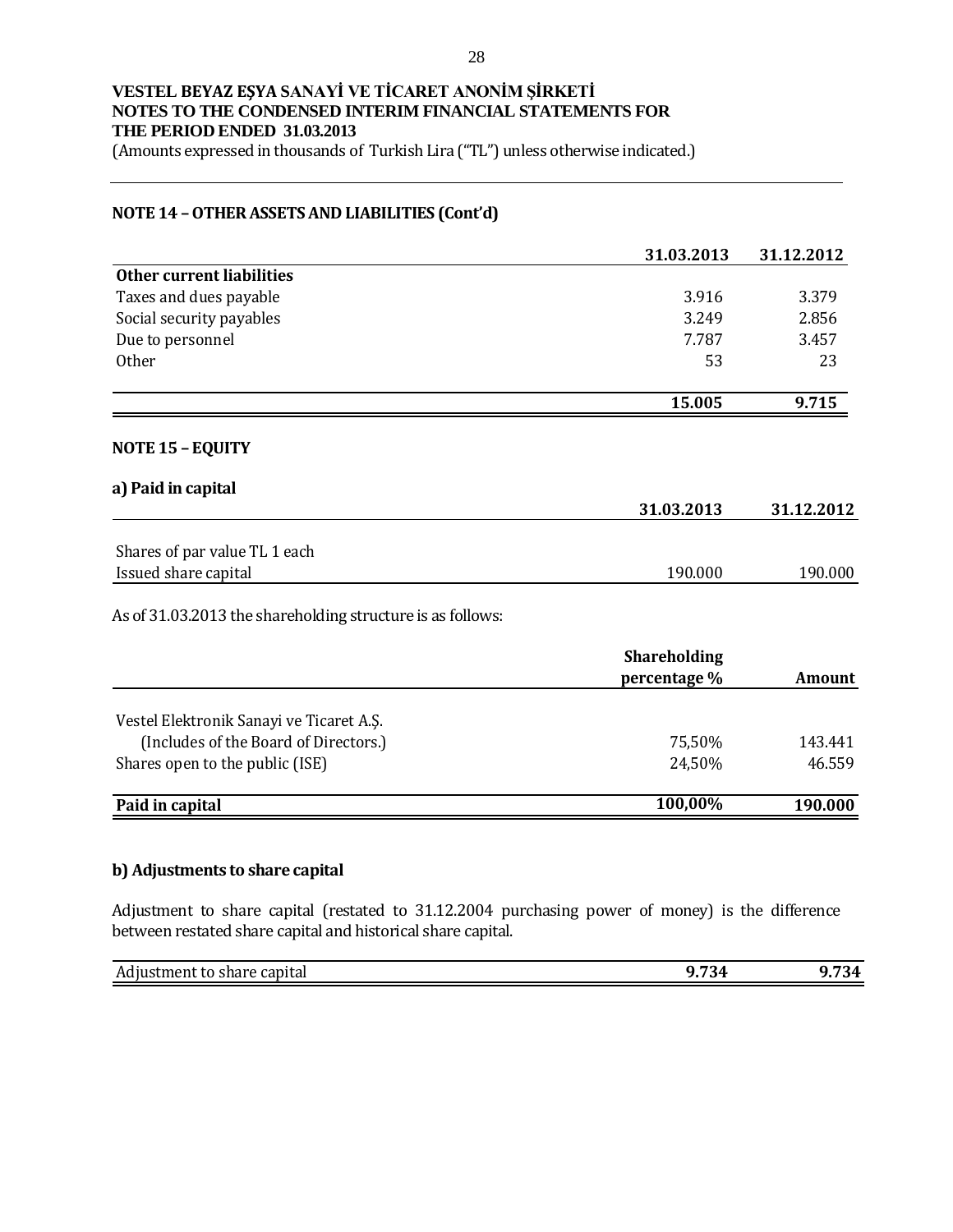**VESTEL BEYAZ EŞYA SANAYİ VE TİCARET ANONİM ŞİRKETİ**
**NOTES TO THE CONDENSED INTERIM FINANCIAL STATEMENTS FOR THE PERIOD ENDED 31.03.2013**
(Amounts expressed in thousands of Turkish Lira ("TL") unless otherwise indicated.)

## NOTE 14 – OTHER ASSETS AND LIABILITIES (Cont'd)

| | 31.03.2013 | 31.12.2012 |
|---|---|---|
| **Other current liabilities** | | |
| Taxes and dues payable | 3.916 | 3.379 |
| Social security payables | 3.249 | 2.856 |
| Due to personnel | 7.787 | 3.457 |
| Other | 53 | 23 |
| | **15.005** | **9.715** |

## NOTE 15 – EQUITY

### a) Paid in capital

| | 31.03.2013 | 31.12.2012 |
|---|---|---|
| Shares of par value TL 1 each | | |
| Issued share capital | 190.000 | 190.000 |

As of 31.03.2013 the shareholding structure is as follows:

| | Shareholding percentage % | Amount |
|---|---|---|
| Vestel Elektronik Sanayi ve Ticaret A.Ş. | | |
| (Includes of the Board of Directors.) | 75,50% | 143.441 |
| Shares open to the public (ISE) | 24,50% | 46.559 |
| **Paid in capital** | **100,00%** | **190.000** |

### b) Adjustments to share capital

Adjustment to share capital (restated to 31.12.2004 purchasing power of money) is the difference between restated share capital and historical share capital.

| | | |
|---|---|---|
| Adjustment to share capital | **9.734** | **9.734** |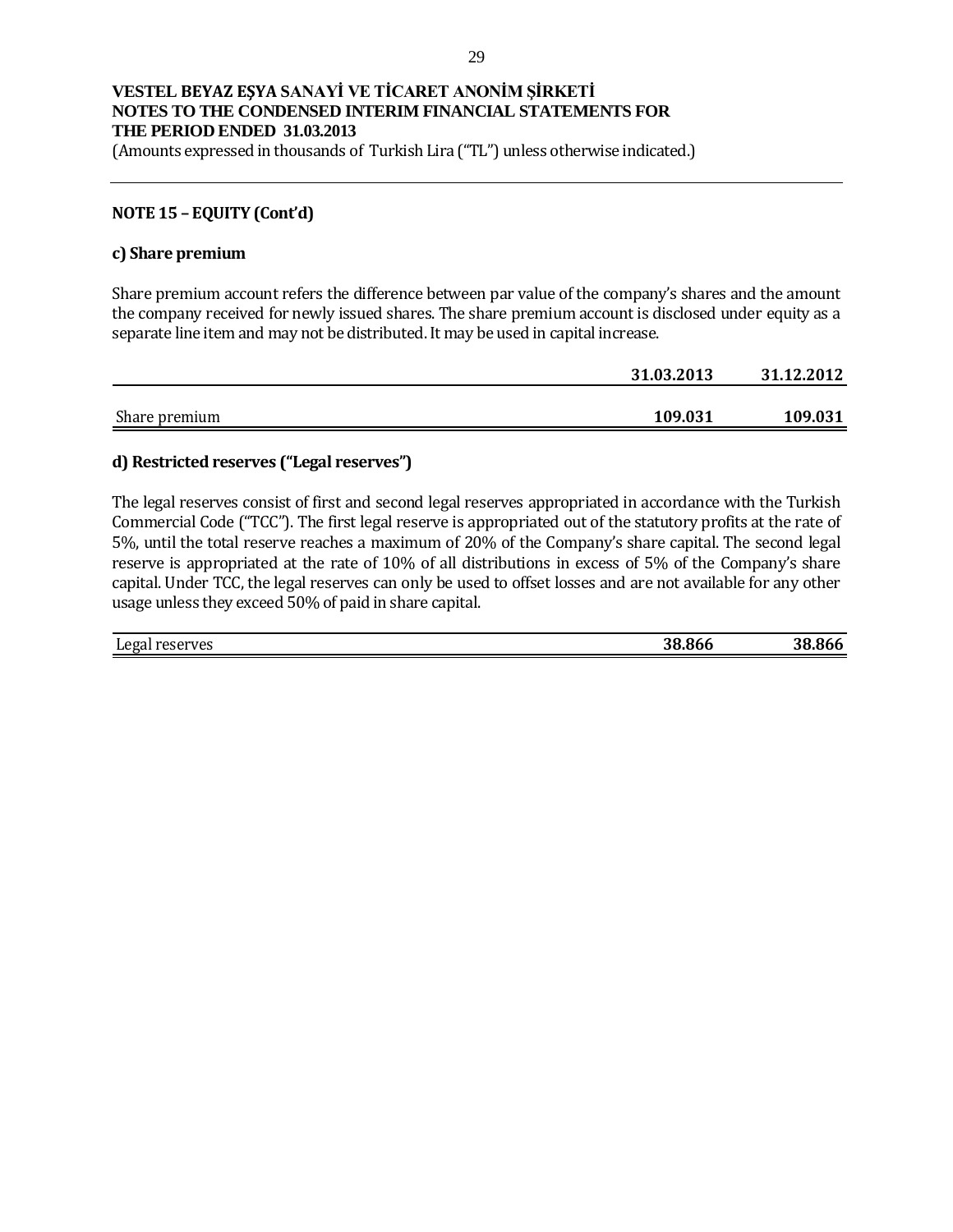**VESTEL BEYAZ EŞYA SANAYİ VE TİCARET ANONİM ŞİRKETİ**
**NOTES TO THE CONDENSED INTERIM FINANCIAL STATEMENTS FOR THE PERIOD ENDED 31.03.2013**
(Amounts expressed in thousands of Turkish Lira ("TL") unless otherwise indicated.)

## NOTE 15 – EQUITY (Cont'd)

### c) Share premium

Share premium account refers the difference between par value of the company's shares and the amount the company received for newly issued shares. The share premium account is disclosed under equity as a separate line item and may not be distributed. It may be used in capital increase.

| | 31.03.2013 | 31.12.2012 |
|---|---|---|
| Share premium | **109.031** | **109.031** |

### d) Restricted reserves ("Legal reserves")

The legal reserves consist of first and second legal reserves appropriated in accordance with the Turkish Commercial Code ("TCC"). The first legal reserve is appropriated out of the statutory profits at the rate of 5%, until the total reserve reaches a maximum of 20% of the Company's share capital. The second legal reserve is appropriated at the rate of 10% of all distributions in excess of 5% of the Company's share capital. Under TCC, the legal reserves can only be used to offset losses and are not available for any other usage unless they exceed 50% of paid in share capital.

| | 31.03.2013 | 31.12.2012 |
|---|---|---|
| Legal reserves | **38.866** | **38.866** |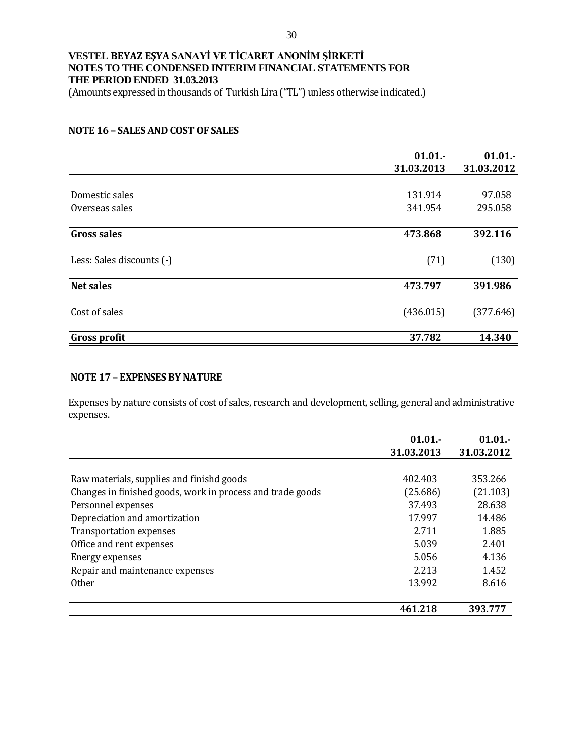**VESTEL BEYAZ EŞYA SANAYİ VE TİCARET ANONİM ŞİRKETİ**
**NOTES TO THE CONDENSED INTERIM FINANCIAL STATEMENTS FOR THE PERIOD ENDED 31.03.2013**
(Amounts expressed in thousands of Turkish Lira ("TL") unless otherwise indicated.)

## NOTE 16 – SALES AND COST OF SALES

| | 01.01.- 31.03.2013 | 01.01.- 31.03.2012 |
|---|---|---|
| Domestic sales | 131.914 | 97.058 |
| Overseas sales | 341.954 | 295.058 |
| **Gross sales** | **473.868** | **392.116** |
| Less: Sales discounts (-) | (71) | (130) |
| **Net sales** | **473.797** | **391.986** |
| Cost of sales | (436.015) | (377.646) |
| **Gross profit** | **37.782** | **14.340** |

## NOTE 17 – EXPENSES BY NATURE

Expenses by nature consists of cost of sales, research and development, selling, general and administrative expenses.

| | 01.01.- 31.03.2013 | 01.01.- 31.03.2012 |
|---|---|---|
| Raw materials, supplies and finishd goods | 402.403 | 353.266 |
| Changes in finished goods, work in process and trade goods | (25.686) | (21.103) |
| Personnel expenses | 37.493 | 28.638 |
| Depreciation and amortization | 17.997 | 14.486 |
| Transportation expenses | 2.711 | 1.885 |
| Office and rent expenses | 5.039 | 2.401 |
| Energy expenses | 5.056 | 4.136 |
| Repair and maintenance expenses | 2.213 | 1.452 |
| Other | 13.992 | 8.616 |
| | **461.218** | **393.777** |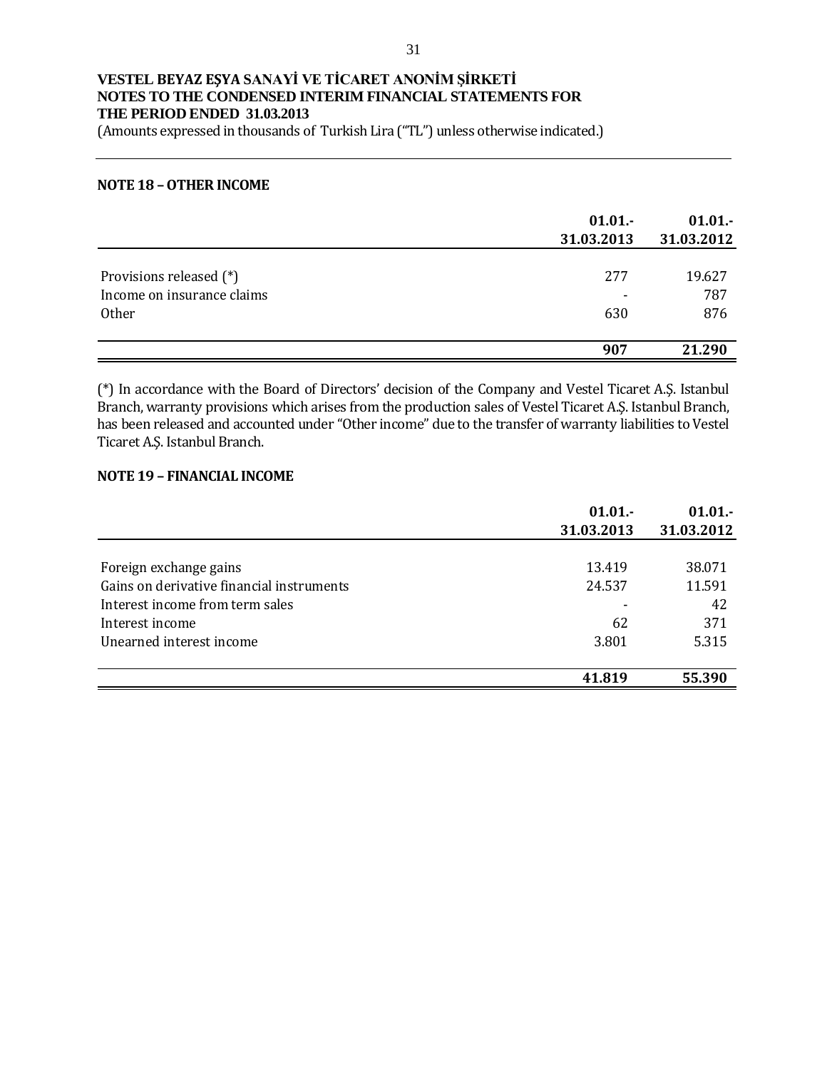## NOTE 18 – OTHER INCOME

| | 01.01.-31.03.2013 | 01.01.-31.03.2012 |
|---|---|---|
| Provisions released (*) | 277 | 19.627 |
| Income on insurance claims | - | 787 |
| Other | 630 | 876 |
| | **907** | **21.290** |

(*) In accordance with the Board of Directors' decision of the Company and Vestel Ticaret A.Ş. Istanbul Branch, warranty provisions which arises from the production sales of Vestel Ticaret A.Ş. Istanbul Branch, has been released and accounted under "Other income" due to the transfer of warranty liabilities to Vestel Ticaret A.Ş. Istanbul Branch.

## NOTE 19 – FINANCIAL INCOME

| | 01.01.-31.03.2013 | 01.01.-31.03.2012 |
|---|---|---|
| Foreign exchange gains | 13.419 | 38.071 |
| Gains on derivative financial instruments | 24.537 | 11.591 |
| Interest income from term sales | - | 42 |
| Interest income | 62 | 371 |
| Unearned interest income | 3.801 | 5.315 |
| | **41.819** | **55.390** |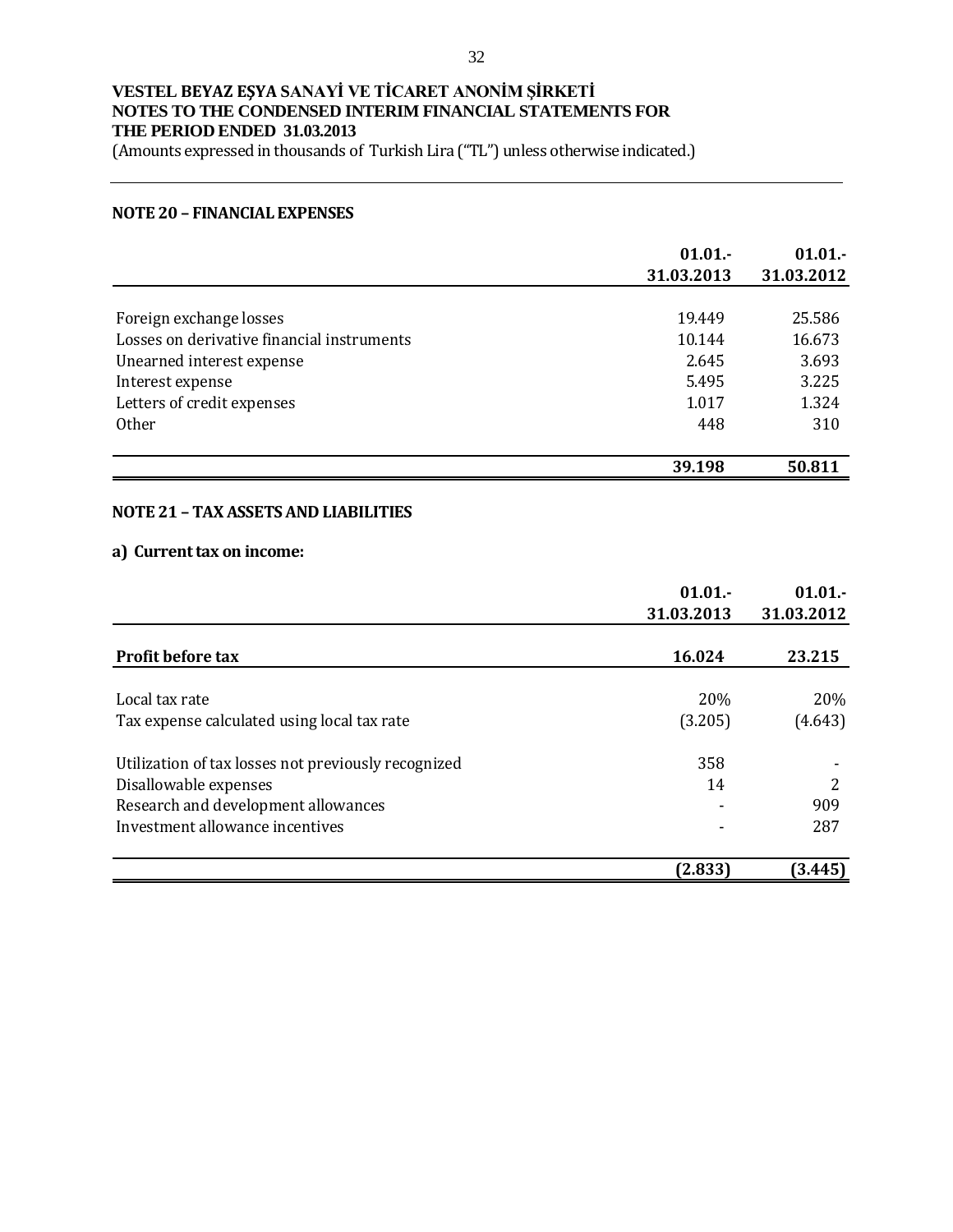**VESTEL BEYAZ EŞYA SANAYİ VE TİCARET ANONİM ŞİRKETİ**
**NOTES TO THE CONDENSED INTERIM FINANCIAL STATEMENTS FOR THE PERIOD ENDED 31.03.2013**
(Amounts expressed in thousands of Turkish Lira ("TL") unless otherwise indicated.)

## NOTE 20 – FINANCIAL EXPENSES

| | 01.01.-<br>31.03.2013 | 01.01.-<br>31.03.2012 |
|---|---|---|
| Foreign exchange losses | 19.449 | 25.586 |
| Losses on derivative financial instruments | 10.144 | 16.673 |
| Unearned interest expense | 2.645 | 3.693 |
| Interest expense | 5.495 | 3.225 |
| Letters of credit expenses | 1.017 | 1.324 |
| Other | 448 | 310 |
| | **39.198** | **50.811** |

## NOTE 21 – TAX ASSETS AND LIABILITIES

### a) Current tax on income:

| | 01.01.-<br>31.03.2013 | 01.01.-<br>31.03.2012 |
|---|---|---|
| **Profit before tax** | **16.024** | **23.215** |
| Local tax rate | 20% | 20% |
| Tax expense calculated using local tax rate | (3.205) | (4.643) |
| Utilization of tax losses not previously recognized | 358 | - |
| Disallowable expenses | 14 | 2 |
| Research and development allowances | - | 909 |
| Investment allowance incentives | - | 287 |
| | **(2.833)** | **(3.445)** |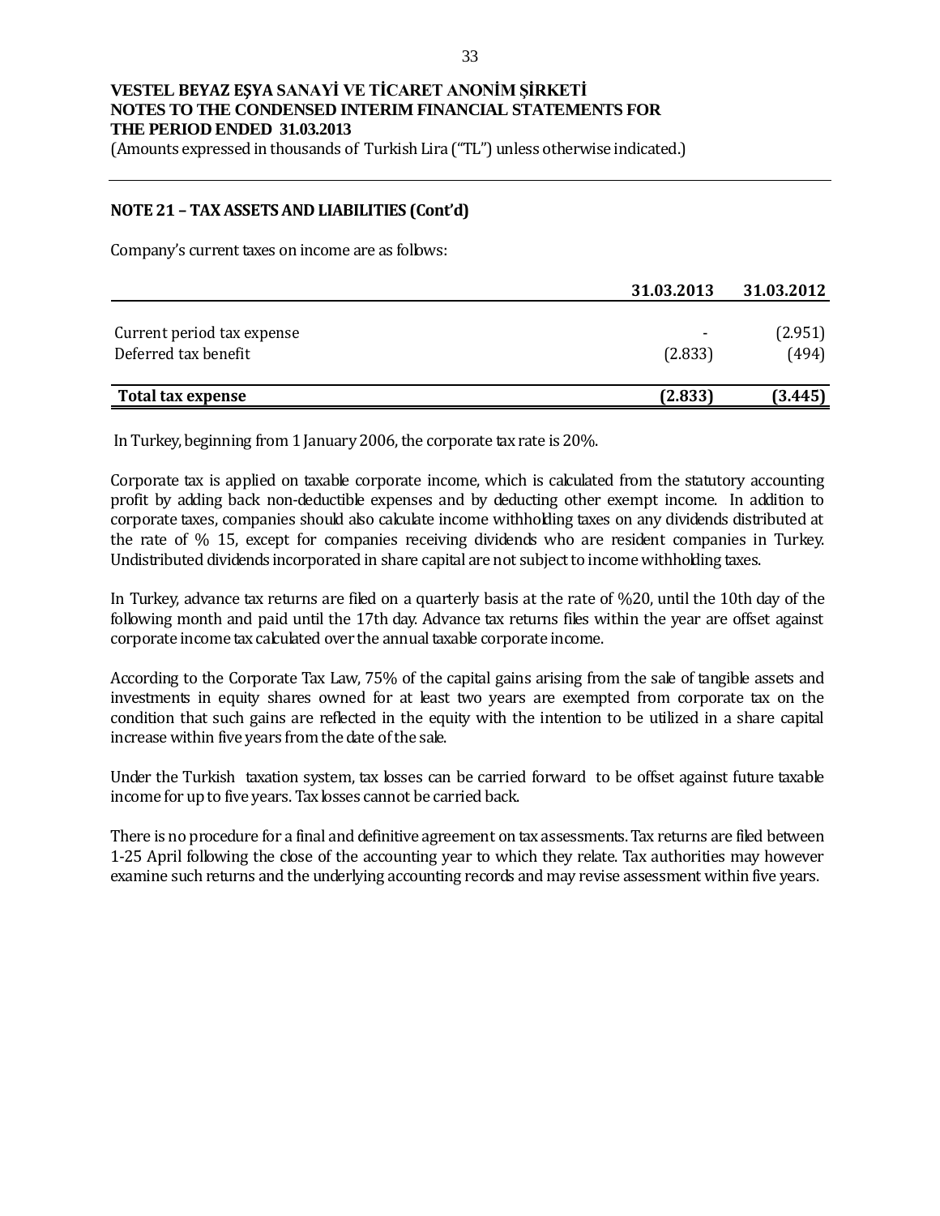**VESTEL BEYAZ EŞYA SANAYİ VE TİCARET ANONİM ŞİRKETİ**
**NOTES TO THE CONDENSED INTERIM FINANCIAL STATEMENTS FOR THE PERIOD ENDED 31.03.2013**
(Amounts expressed in thousands of Turkish Lira ("TL") unless otherwise indicated.)

## NOTE 21 – TAX ASSETS AND LIABILITIES (Cont'd)

Company's current taxes on income are as follows:

| | 31.03.2013 | 31.03.2012 |
|---|---|---|
| Current period tax expense | - | (2.951) |
| Deferred tax benefit | (2.833) | (494) |
| **Total tax expense** | **(2.833)** | **(3.445)** |

In Turkey, beginning from 1 January 2006, the corporate tax rate is 20%.

Corporate tax is applied on taxable corporate income, which is calculated from the statutory accounting profit by adding back non-deductible expenses and by deducting other exempt income. In addition to corporate taxes, companies should also calculate income withholding taxes on any dividends distributed at the rate of % 15, except for companies receiving dividends who are resident companies in Turkey. Undistributed dividends incorporated in share capital are not subject to income withholding taxes.

In Turkey, advance tax returns are filed on a quarterly basis at the rate of %20, until the 10th day of the following month and paid until the 17th day. Advance tax returns files within the year are offset against corporate income tax calculated over the annual taxable corporate income.

According to the Corporate Tax Law, 75% of the capital gains arising from the sale of tangible assets and investments in equity shares owned for at least two years are exempted from corporate tax on the condition that such gains are reflected in the equity with the intention to be utilized in a share capital increase within five years from the date of the sale.

Under the Turkish taxation system, tax losses can be carried forward to be offset against future taxable income for up to five years. Tax losses cannot be carried back.

There is no procedure for a final and definitive agreement on tax assessments. Tax returns are filed between 1-25 April following the close of the accounting year to which they relate. Tax authorities may however examine such returns and the underlying accounting records and may revise assessment within five years.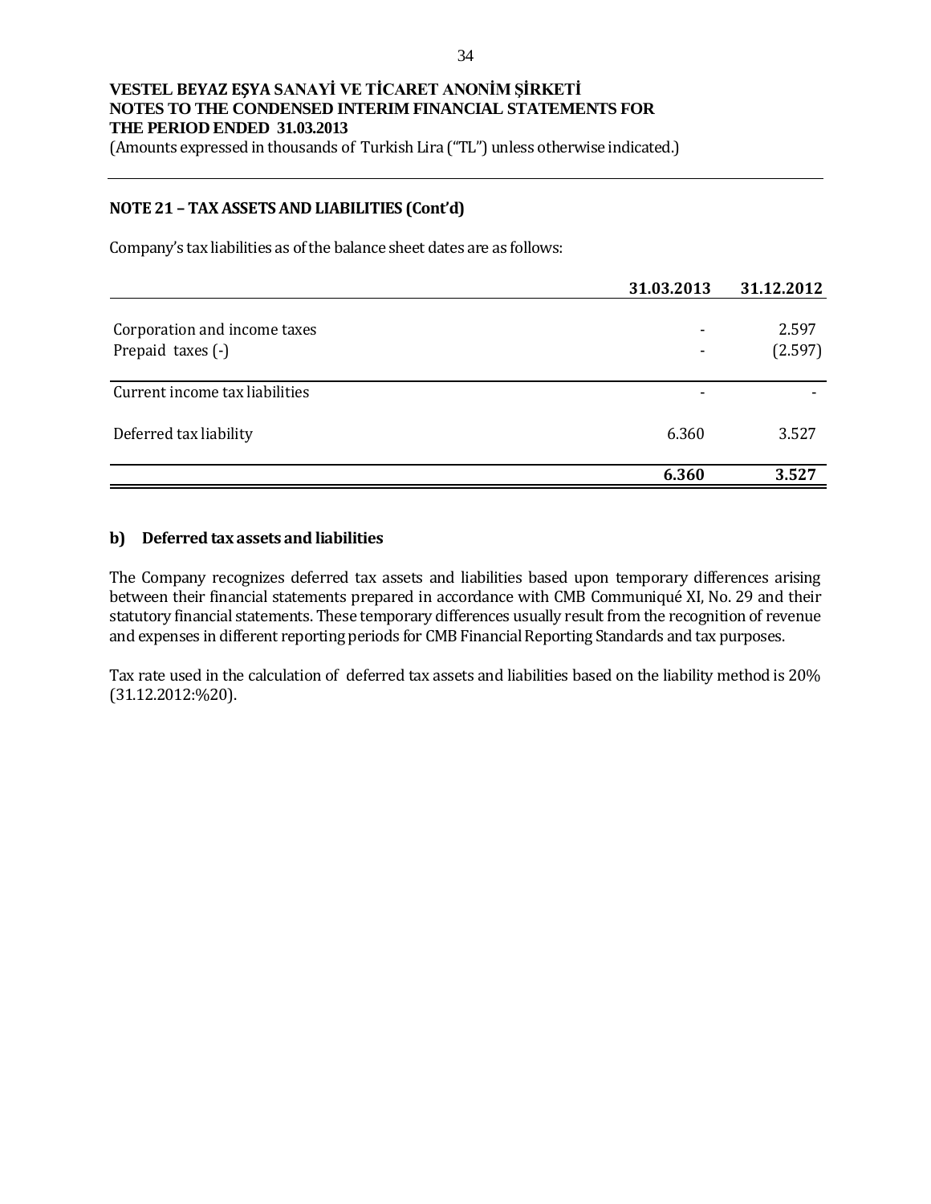**VESTEL BEYAZ EŞYA SANAYİ VE TİCARET ANONİM ŞİRKETİ**
**NOTES TO THE CONDENSED INTERIM FINANCIAL STATEMENTS FOR THE PERIOD ENDED 31.03.2013**
(Amounts expressed in thousands of Turkish Lira ("TL") unless otherwise indicated.)

## NOTE 21 – TAX ASSETS AND LIABILITIES (Cont'd)

Company's tax liabilities as of the balance sheet dates are as follows:

| | 31.03.2013 | 31.12.2012 |
|---|---|---|
| Corporation and income taxes | - | 2.597 |
| Prepaid taxes (-) | - | (2.597) |
| Current income tax liabilities | - | - |
| Deferred tax liability | 6.360 | 3.527 |
| | **6.360** | **3.527** |

### b) Deferred tax assets and liabilities

The Company recognizes deferred tax assets and liabilities based upon temporary differences arising between their financial statements prepared in accordance with CMB Communiqué XI, No. 29 and their statutory financial statements. These temporary differences usually result from the recognition of revenue and expenses in different reporting periods for CMB Financial Reporting Standards and tax purposes.

Tax rate used in the calculation of deferred tax assets and liabilities based on the liability method is 20% (31.12.2012:%20).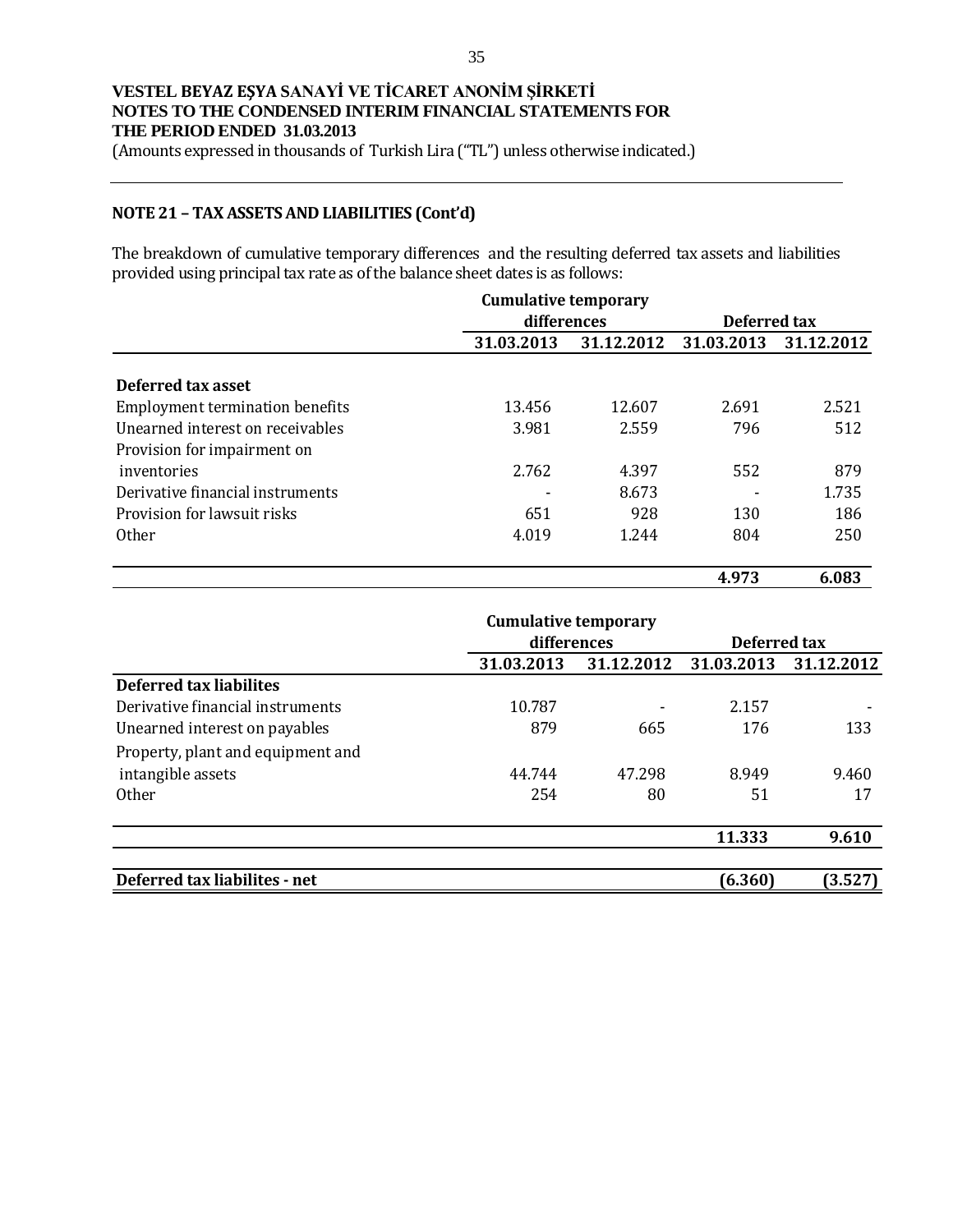VESTEL BEYAZ EŞYA SANAYİ VE TİCARET ANONİM ŞİRKETİ
NOTES TO THE CONDENSED INTERIM FINANCIAL STATEMENTS FOR
THE PERIOD ENDED 31.03.2013
(Amounts expressed in thousands of Turkish Lira ("TL") unless otherwise indicated.)

## NOTE 21 – TAX ASSETS AND LIABILITIES (Cont'd)

The breakdown of cumulative temporary differences and the resulting deferred tax assets and liabilities provided using principal tax rate as of the balance sheet dates is as follows:

| | Cumulative temporary differences | | Deferred tax | |
|---|---|---|---|---|
| | **31.03.2013** | **31.12.2012** | **31.03.2013** | **31.12.2012** |
| **Deferred tax asset** | | | | |
| Employment termination benefits | 13.456 | 12.607 | 2.691 | 2.521 |
| Unearned interest on receivables | 3.981 | 2.559 | 796 | 512 |
| Provision for impairment on inventories | 2.762 | 4.397 | 552 | 879 |
| Derivative financial instruments | - | 8.673 | - | 1.735 |
| Provision for lawsuit risks | 651 | 928 | 130 | 186 |
| Other | 4.019 | 1.244 | 804 | 250 |
| | | | **4.973** | **6.083** |

| | Cumulative temporary differences | | Deferred tax | |
|---|---|---|---|---|
| | **31.03.2013** | **31.12.2012** | **31.03.2013** | **31.12.2012** |
| **Deferred tax liabilites** | | | | |
| Derivative financial instruments | 10.787 | - | 2.157 | - |
| Unearned interest on payables | 879 | 665 | 176 | 133 |
| Property, plant and equipment and intangible assets | 44.744 | 47.298 | 8.949 | 9.460 |
| Other | 254 | 80 | 51 | 17 |
| | | | **11.333** | **9.610** |
| **Deferred tax liabilites - net** | | | **(6.360)** | **(3.527)** |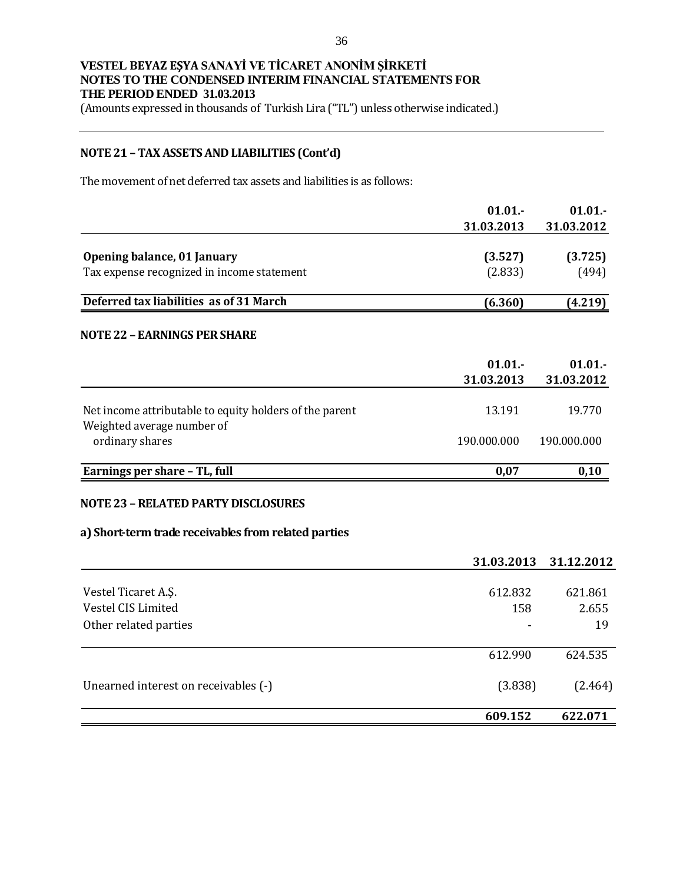**VESTEL BEYAZ EŞYA SANAYİ VE TİCARET ANONİM ŞİRKETİ**
**NOTES TO THE CONDENSED INTERIM FINANCIAL STATEMENTS FOR THE PERIOD ENDED 31.03.2013**
(Amounts expressed in thousands of Turkish Lira ("TL") unless otherwise indicated.)

## NOTE 21 – TAX ASSETS AND LIABILITIES (Cont'd)

The movement of net deferred tax assets and liabilities is as follows:

| | 01.01.- 31.03.2013 | 01.01.- 31.03.2012 |
|---|---|---|
| **Opening balance, 01 January** | **(3.527)** | **(3.725)** |
| Tax expense recognized in income statement | (2.833) | (494) |
| **Deferred tax liabilities as of 31 March** | **(6.360)** | **(4.219)** |

## NOTE 22 – EARNINGS PER SHARE

| | 01.01.- 31.03.2013 | 01.01.- 31.03.2012 |
|---|---|---|
| Net income attributable to equity holders of the parent | 13.191 | 19.770 |
| Weighted average number of ordinary shares | 190.000.000 | 190.000.000 |
| **Earnings per share – TL, full** | **0,07** | **0,10** |

## NOTE 23 – RELATED PARTY DISCLOSURES

### a) Short-term trade receivables from related parties

| | 31.03.2013 | 31.12.2012 |
|---|---|---|
| Vestel Ticaret A.Ş. | 612.832 | 621.861 |
| Vestel CIS Limited | 158 | 2.655 |
| Other related parties | - | 19 |
| | 612.990 | 624.535 |
| Unearned interest on receivables (-) | (3.838) | (2.464) |
| | **609.152** | **622.071** |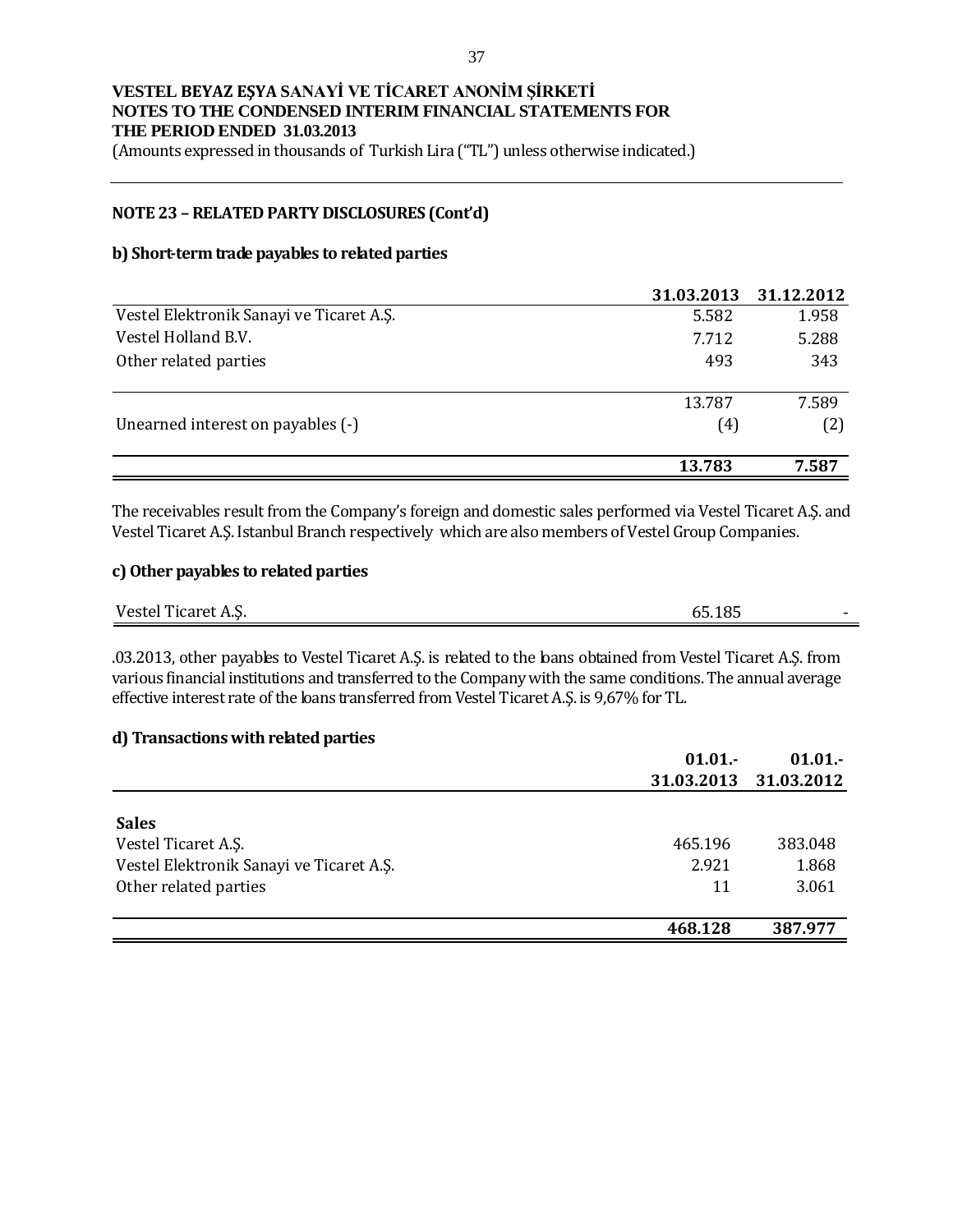**VESTEL BEYAZ EŞYA SANAYİ VE TİCARET ANONİM ŞİRKETİ**
**NOTES TO THE CONDENSED INTERIM FINANCIAL STATEMENTS FOR THE PERIOD ENDED 31.03.2013**
(Amounts expressed in thousands of Turkish Lira ("TL") unless otherwise indicated.)

## NOTE 23 – RELATED PARTY DISCLOSURES (Cont'd)

### b) Short-term trade payables to related parties

| | 31.03.2013 | 31.12.2012 |
|---|---|---|
| Vestel Elektronik Sanayi ve Ticaret A.Ş. | 5.582 | 1.958 |
| Vestel Holland B.V. | 7.712 | 5.288 |
| Other related parties | 493 | 343 |
| | 13.787 | 7.589 |
| Unearned interest on payables (-) | (4) | (2) |
| | **13.783** | **7.587** |

The receivables result from the Company's foreign and domestic sales performed via Vestel Ticaret A.Ş. and Vestel Ticaret A.Ş. Istanbul Branch respectively which are also members of Vestel Group Companies.

### c) Other payables to related parties

| | | |
|---|---|---|
| Vestel Ticaret A.Ş. | 65.185 | - |

.03.2013, other payables to Vestel Ticaret A.Ş. is related to the loans obtained from Vestel Ticaret A.Ş. from various financial institutions and transferred to the Company with the same conditions. The annual average effective interest rate of the loans transferred from Vestel Ticaret A.Ş. is 9,67% for TL.

### d) Transactions with related parties

| | 01.01.- 31.03.2013 | 01.01.- 31.03.2012 |
|---|---|---|
| **Sales** | | |
| Vestel Ticaret A.Ş. | 465.196 | 383.048 |
| Vestel Elektronik Sanayi ve Ticaret A.Ş. | 2.921 | 1.868 |
| Other related parties | 11 | 3.061 |
| | **468.128** | **387.977** |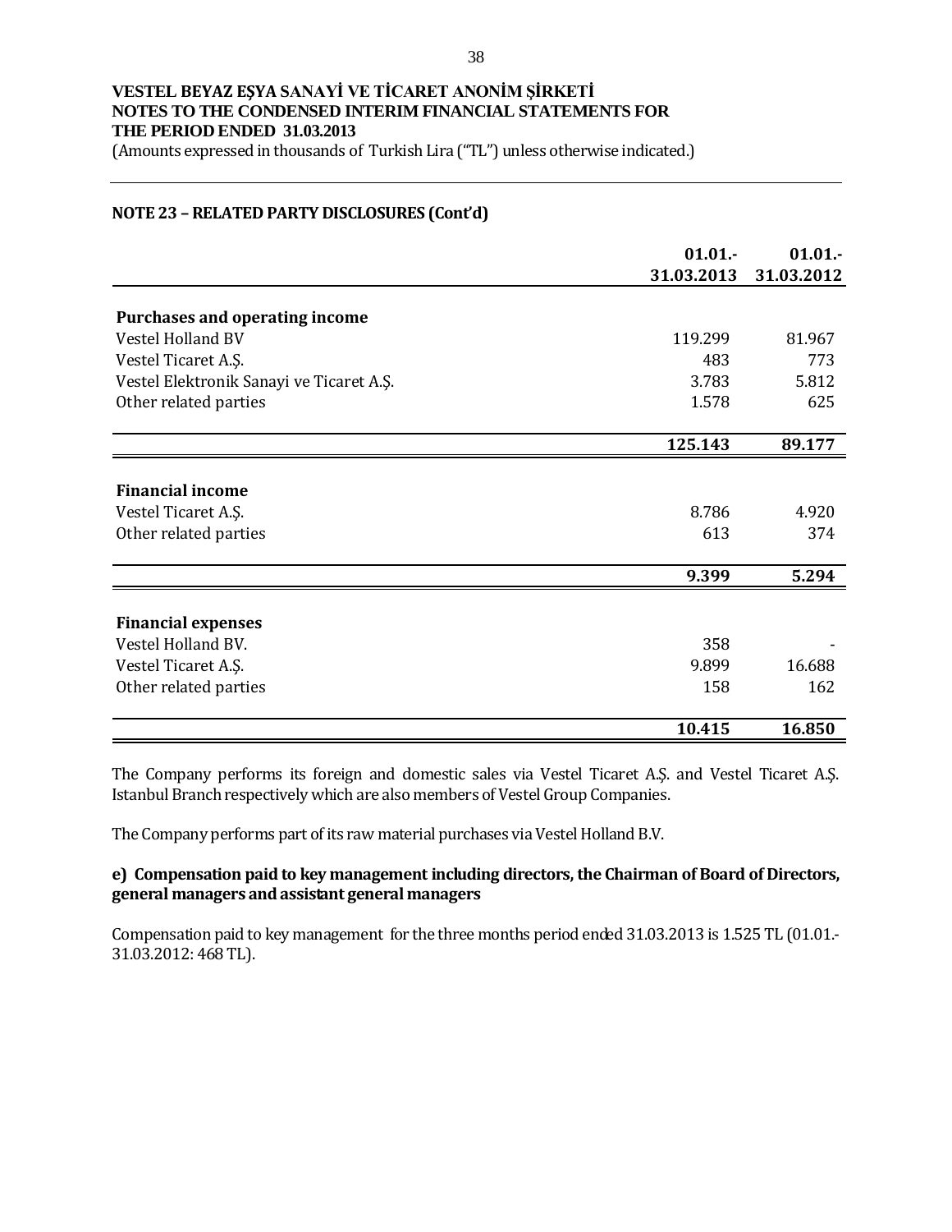**VESTEL BEYAZ EŞYA SANAYİ VE TİCARET ANONİM ŞİRKETİ**
**NOTES TO THE CONDENSED INTERIM FINANCIAL STATEMENTS FOR THE PERIOD ENDED 31.03.2013**
(Amounts expressed in thousands of Turkish Lira ("TL") unless otherwise indicated.)

## NOTE 23 – RELATED PARTY DISCLOSURES (Cont'd)

| | 01.01.- 31.03.2013 | 01.01.- 31.03.2012 |
|---|---|---|
| **Purchases and operating income** | | |
| Vestel Holland BV | 119.299 | 81.967 |
| Vestel Ticaret A.Ş. | 483 | 773 |
| Vestel Elektronik Sanayi ve Ticaret A.Ş. | 3.783 | 5.812 |
| Other related parties | 1.578 | 625 |
| | **125.143** | **89.177** |
| **Financial income** | | |
| Vestel Ticaret A.Ş. | 8.786 | 4.920 |
| Other related parties | 613 | 374 |
| | **9.399** | **5.294** |
| **Financial expenses** | | |
| Vestel Holland BV. | 358 | - |
| Vestel Ticaret A.Ş. | 9.899 | 16.688 |
| Other related parties | 158 | 162 |
| | **10.415** | **16.850** |

The Company performs its foreign and domestic sales via Vestel Ticaret A.Ş. and Vestel Ticaret A.Ş. Istanbul Branch respectively which are also members of Vestel Group Companies.

The Company performs part of its raw material purchases via Vestel Holland B.V.

### e) Compensation paid to key management including directors, the Chairman of Board of Directors, general managers and assistant general managers

Compensation paid to key management for the three months period ended 31.03.2013 is 1.525 TL (01.01.-31.03.2012: 468 TL).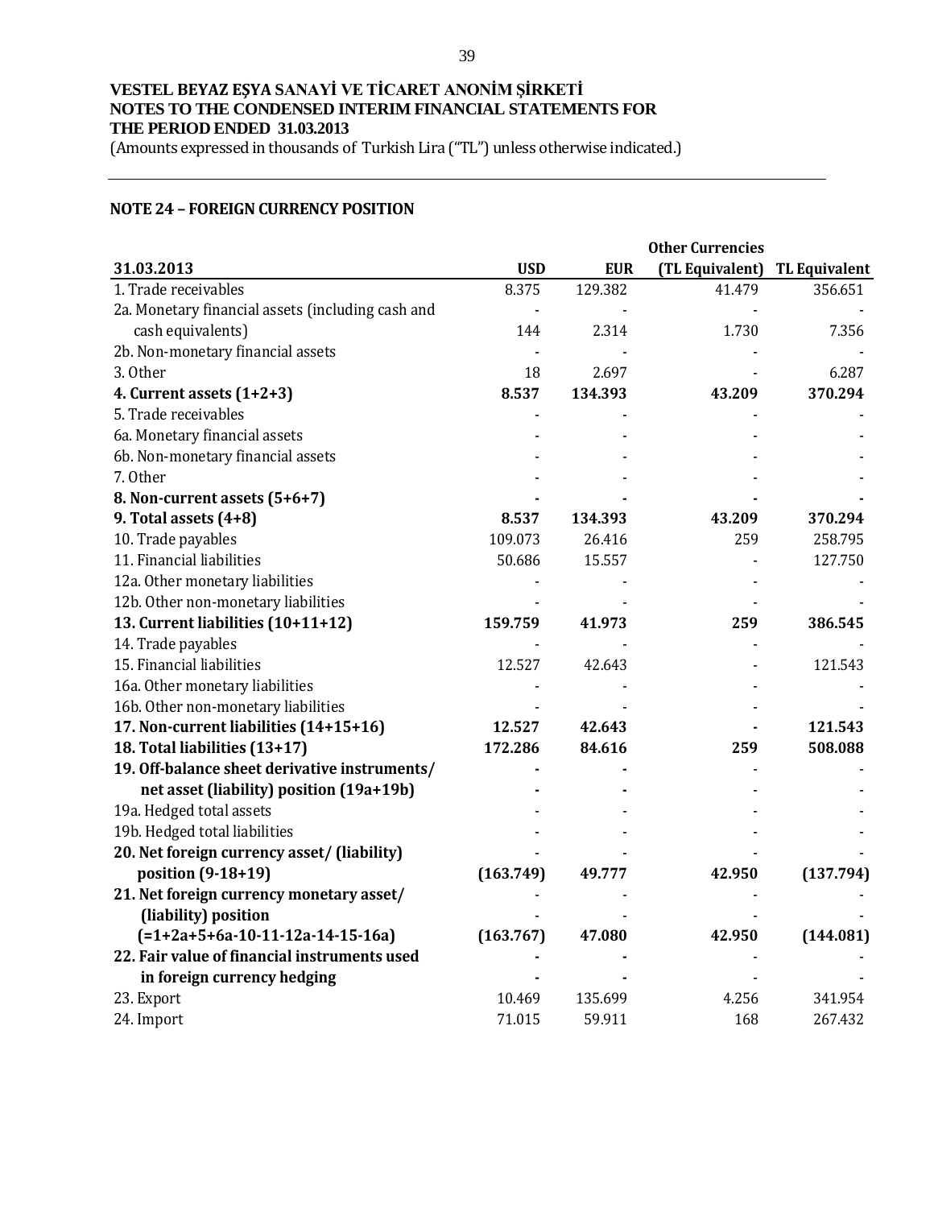**VESTEL BEYAZ EŞYA SANAYİ VE TİCARET ANONİM ŞİRKETİ**
**NOTES TO THE CONDENSED INTERIM FINANCIAL STATEMENTS FOR THE PERIOD ENDED 31.03.2013**
(Amounts expressed in thousands of Turkish Lira ("TL") unless otherwise indicated.)

## NOTE 24 – FOREIGN CURRENCY POSITION

| 31.03.2013 | USD | EUR | Other Currencies (TL Equivalent) | TL Equivalent |
|---|---|---|---|---|
| 1. Trade receivables | 8.375 | 129.382 | 41.479 | 356.651 |
| 2a. Monetary financial assets (including cash and cash equivalents) | 144 | 2.314 | 1.730 | 7.356 |
| 2b. Non-monetary financial assets | - | - | - | - |
| 3. Other | 18 | 2.697 | - | 6.287 |
| **4. Current assets (1+2+3)** | **8.537** | **134.393** | **43.209** | **370.294** |
| 5. Trade receivables | - | - | - | - |
| 6a. Monetary financial assets | - | - | - | - |
| 6b. Non-monetary financial assets | - | - | - | - |
| 7. Other | - | - | - | - |
| **8. Non-current assets (5+6+7)** | **-** | **-** | **-** | **-** |
| **9. Total assets (4+8)** | **8.537** | **134.393** | **43.209** | **370.294** |
| 10. Trade payables | 109.073 | 26.416 | 259 | 258.795 |
| 11. Financial liabilities | 50.686 | 15.557 | - | 127.750 |
| 12a. Other monetary liabilities | - | - | - | - |
| 12b. Other non-monetary liabilities | - | - | - | - |
| **13. Current liabilities (10+11+12)** | **159.759** | **41.973** | **259** | **386.545** |
| 14. Trade payables | - | - | - | - |
| 15. Financial liabilities | 12.527 | 42.643 | - | 121.543 |
| 16a. Other monetary liabilities | - | - | - | - |
| 16b. Other non-monetary liabilities | - | - | - | - |
| **17. Non-current liabilities (14+15+16)** | **12.527** | **42.643** | **-** | **121.543** |
| **18. Total liabilities (13+17)** | **172.286** | **84.616** | **259** | **508.088** |
| **19. Off-balance sheet derivative instruments/ net asset (liability) position (19a+19b)** | **-** | **-** | - | - |
| 19a. Hedged total assets | - | - | - | - |
| 19b. Hedged total liabilities | - | - | - | - |
| **20. Net foreign currency asset/ (liability) position (9-18+19)** | **(163.749)** | **49.777** | **42.950** | **(137.794)** |
| **21. Net foreign currency monetary asset/ (liability) position (=1+2a+5+6a-10-11-12a-14-15-16a)** | **(163.767)** | **47.080** | **42.950** | **(144.081)** |
| **22. Fair value of financial instruments used in foreign currency hedging** | **-** | **-** | - | - |
| 23. Export | 10.469 | 135.699 | 4.256 | 341.954 |
| 24. Import | 71.015 | 59.911 | 168 | 267.432 |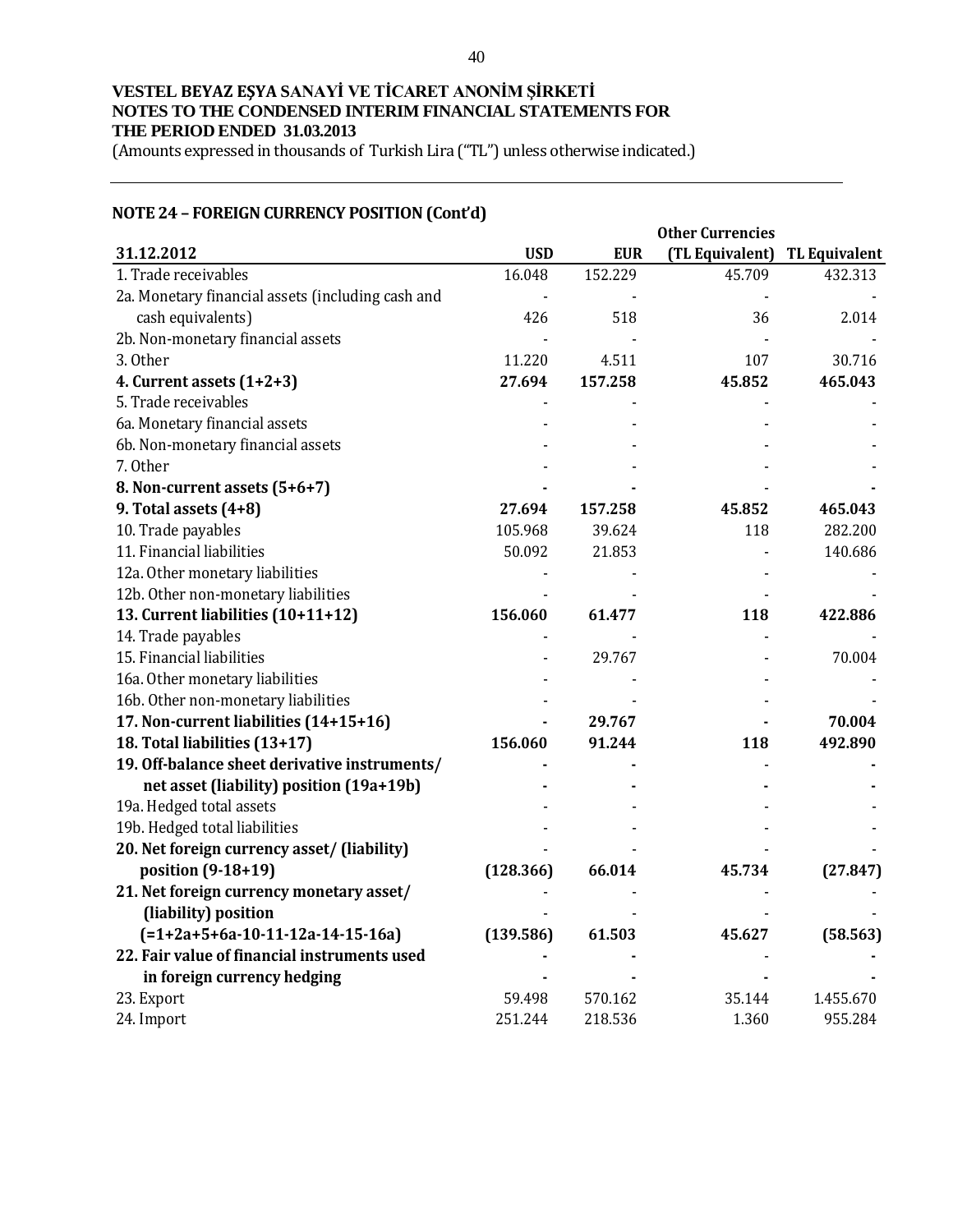VESTEL BEYAZ EŞYA SANAYİ VE TİCARET ANONİM ŞİRKETİ
NOTES TO THE CONDENSED INTERIM FINANCIAL STATEMENTS FOR
THE PERIOD ENDED 31.03.2013
(Amounts expressed in thousands of Turkish Lira ("TL") unless otherwise indicated.)

## NOTE 24 – FOREIGN CURRENCY POSITION (Cont'd)

| 31.12.2012 | USD | EUR | Other Currencies (TL Equivalent) | TL Equivalent |
|---|---|---|---|---|
| 1. Trade receivables | 16.048 | 152.229 | 45.709 | 432.313 |
| 2a. Monetary financial assets (including cash and cash equivalents) | 426 | 518 | 36 | 2.014 |
| 2b. Non-monetary financial assets | - | - | - | - |
| 3. Other | 11.220 | 4.511 | 107 | 30.716 |
| **4. Current assets (1+2+3)** | **27.694** | **157.258** | **45.852** | **465.043** |
| 5. Trade receivables | - | - | - | - |
| 6a. Monetary financial assets | - | - | - | - |
| 6b. Non-monetary financial assets | - | - | - | - |
| 7. Other | - | - | - | - |
| **8. Non-current assets (5+6+7)** | **-** | **-** | - | **-** |
| **9. Total assets (4+8)** | **27.694** | **157.258** | **45.852** | **465.043** |
| 10. Trade payables | 105.968 | 39.624 | 118 | 282.200 |
| 11. Financial liabilities | 50.092 | 21.853 | - | 140.686 |
| 12a. Other monetary liabilities | - | - | - | - |
| 12b. Other non-monetary liabilities | - | - | - | - |
| **13. Current liabilities (10+11+12)** | **156.060** | **61.477** | **118** | **422.886** |
| 14. Trade payables | - | - | - | - |
| 15. Financial liabilities | - | 29.767 | - | 70.004 |
| 16a. Other monetary liabilities | - | - | - | - |
| 16b. Other non-monetary liabilities | - | - | - | - |
| **17. Non-current liabilities (14+15+16)** | **-** | **29.767** | **-** | **70.004** |
| **18. Total liabilities (13+17)** | **156.060** | **91.244** | **118** | **492.890** |
| **19. Off-balance sheet derivative instruments/ net asset (liability) position (19a+19b)** | **-** | **-** | - | **-** |
| 19a. Hedged total assets | - | - | - | - |
| 19b. Hedged total liabilities | - | - | - | - |
| **20. Net foreign currency asset/ (liability) position (9-18+19)** | **(128.366)** | **66.014** | **45.734** | **(27.847)** |
| **21. Net foreign currency monetary asset/ (liability) position (=1+2a+5+6a-10-11-12a-14-15-16a)** | **(139.586)** | **61.503** | **45.627** | **(58.563)** |
| **22. Fair value of financial instruments used in foreign currency hedging** | **-** | **-** | **-** | **-** |
| 23. Export | 59.498 | 570.162 | 35.144 | 1.455.670 |
| 24. Import | 251.244 | 218.536 | 1.360 | 955.284 |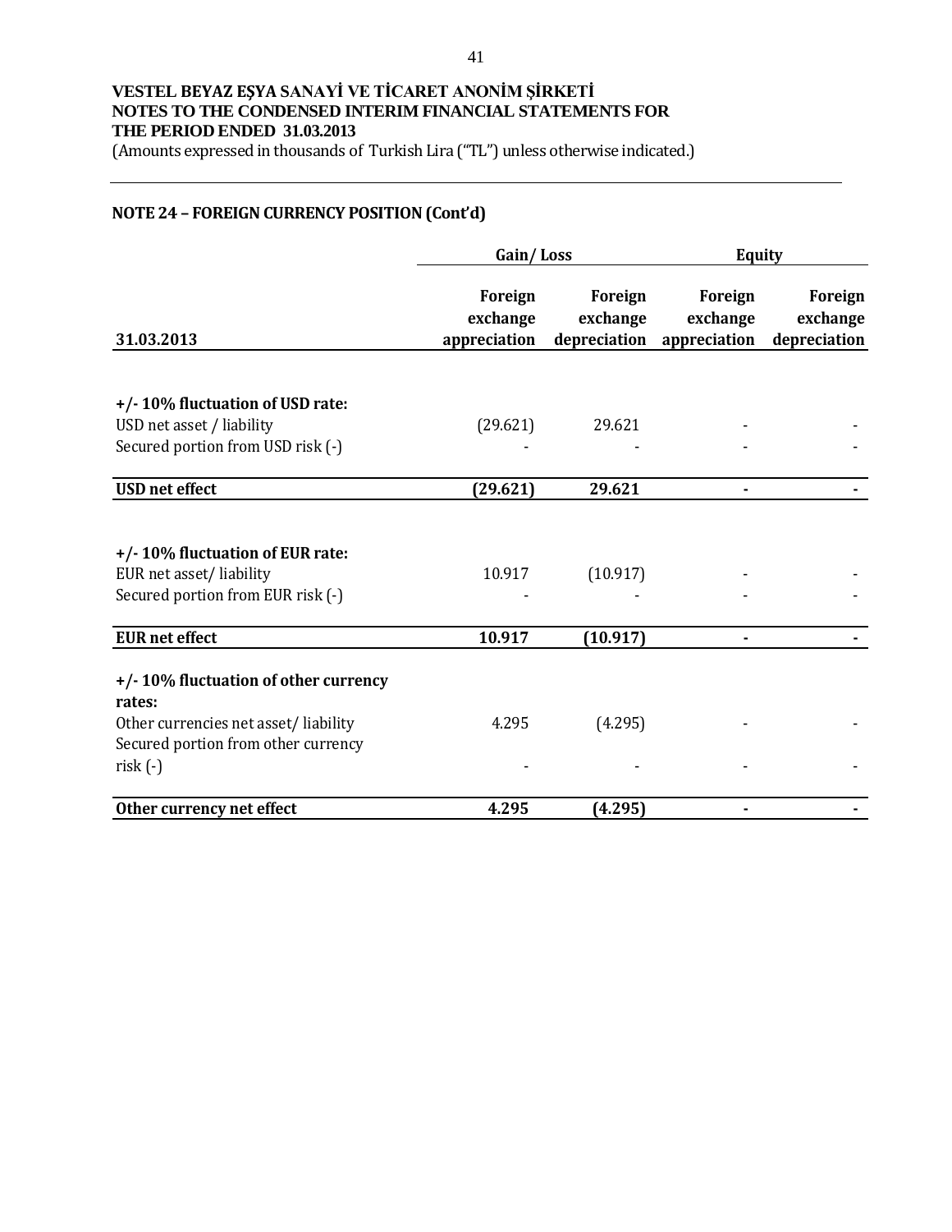**VESTEL BEYAZ EŞYA SANAYİ VE TİCARET ANONİM ŞİRKETİ**
**NOTES TO THE CONDENSED INTERIM FINANCIAL STATEMENTS FOR THE PERIOD ENDED 31.03.2013**
(Amounts expressed in thousands of Turkish Lira ("TL") unless otherwise indicated.)

## NOTE 24 – FOREIGN CURRENCY POSITION (Cont'd)

| | Gain/ Loss | | Equity | |
|---|---|---|---|---|
| **31.03.2013** | **Foreign exchange appreciation** | **Foreign exchange depreciation** | **Foreign exchange appreciation** | **Foreign exchange depreciation** |
| **+/- 10% fluctuation of USD rate:** | | | | |
| USD net asset / liability | (29.621) | 29.621 | - | - |
| Secured portion from USD risk (-) | - | - | - | - |
| **USD net effect** | **(29.621)** | **29.621** | **-** | **-** |
| **+/- 10% fluctuation of EUR rate:** | | | | |
| EUR net asset/ liability | 10.917 | (10.917) | - | - |
| Secured portion from EUR risk (-) | - | - | - | - |
| **EUR net effect** | **10.917** | **(10.917)** | **-** | **-** |
| **+/- 10% fluctuation of other currency rates:** | | | | |
| Other currencies net asset/ liability | 4.295 | (4.295) | - | - |
| Secured portion from other currency risk (-) | - | - | - | - |
| **Other currency net effect** | **4.295** | **(4.295)** | **-** | **-** |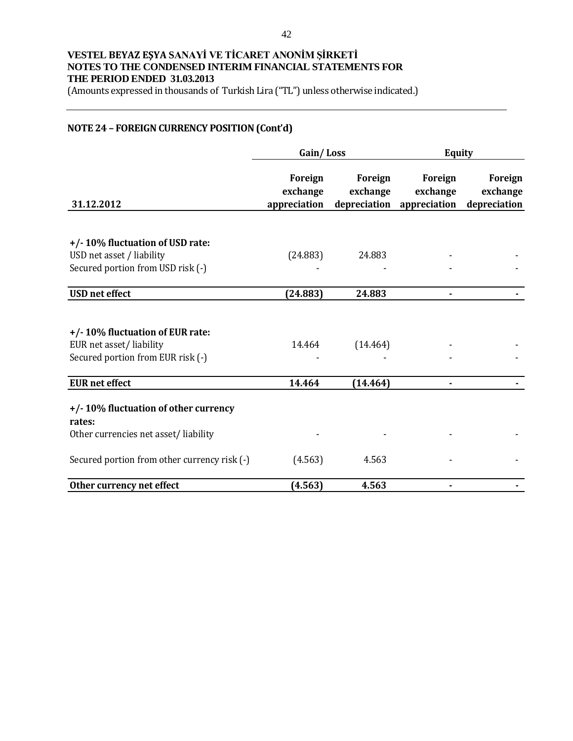## NOTE 24 – FOREIGN CURRENCY POSITION (Cont'd)

| | Gain/ Loss | | Equity | |
|---|---|---|---|---|
| **31.12.2012** | **Foreign exchange appreciation** | **Foreign exchange depreciation** | **Foreign exchange appreciation** | **Foreign exchange depreciation** |
| **+/- 10% fluctuation of USD rate:** | | | | |
| USD net asset / liability | (24.883) | 24.883 | - | - |
| Secured portion from USD risk (-) | - | - | - | - |
| **USD net effect** | **(24.883)** | **24.883** | **-** | **-** |
| **+/- 10% fluctuation of EUR rate:** | | | | |
| EUR net asset/ liability | 14.464 | (14.464) | - | - |
| Secured portion from EUR risk (-) | - | - | - | - |
| **EUR net effect** | **14.464** | **(14.464)** | **-** | **-** |
| **+/- 10% fluctuation of other currency rates:** | | | | |
| Other currencies net asset/ liability | - | - | - | - |
| Secured portion from other currency risk (-) | (4.563) | 4.563 | - | - |
| **Other currency net effect** | **(4.563)** | **4.563** | **-** | **-** |